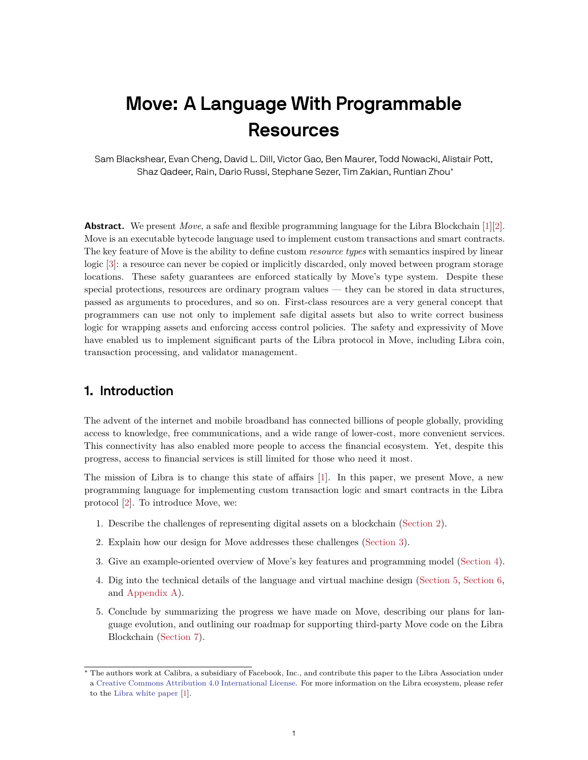# Move: A Language With Programmable Resources

Sam Blackshear, Evan Cheng, David L. Dill, Victor Gao, Ben Maurer, Todd Nowacki, Alistair Pott, Shaz Qadeer, Rain, Dario Russi, Stephane Sezer, Tim Zakian, Runtian Zhou*

**Abstract.** We present *Move*, a safe and flexible programming language for the Libra Blockchain [1][2]. Move is an executable bytecode language used to implement custom transactions and smart contracts. The key feature of Move is the ability to define custom *resource types* with semantics inspired by linear logic [3]: a resource can never be copied or implicitly discarded, only moved between program storage locations. These safety guarantees are enforced statically by Move's type system. Despite these special protections, resources are ordinary program values — they can be stored in data structures, passed as arguments to procedures, and so on. First-class resources are a very general concept that programmers can use not only to implement safe digital assets but also to write correct business logic for wrapping assets and enforcing access control policies. The safety and expressivity of Move have enabled us to implement significant parts of the Libra protocol in Move, including Libra coin, transaction processing, and validator management.

## 1. Introduction

The advent of the internet and mobile broadband has connected billions of people globally, providing access to knowledge, free communications, and a wide range of lower-cost, more convenient services. This connectivity has also enabled more people to access the financial ecosystem. Yet, despite this progress, access to financial services is still limited for those who need it most.

The mission of Libra is to change this state of affairs [1]. In this paper, we present Move, a new programming language for implementing custom transaction logic and smart contracts in the Libra protocol [2]. To introduce Move, we:

1. Describe the challenges of representing digital assets on a blockchain (Section 2).
2. Explain how our design for Move addresses these challenges (Section 3).
3. Give an example-oriented overview of Move's key features and programming model (Section 4).
4. Dig into the technical details of the language and virtual machine design (Section 5, Section 6, and Appendix A).
5. Conclude by summarizing the progress we have made on Move, describing our plans for language evolution, and outlining our roadmap for supporting third-party Move code on the Libra Blockchain (Section 7).

---

* The authors work at Calibra, a subsidiary of Facebook, Inc., and contribute this paper to the Libra Association under a Creative Commons Attribution 4.0 International License. For more information on the Libra ecosystem, please refer to the Libra white paper [1].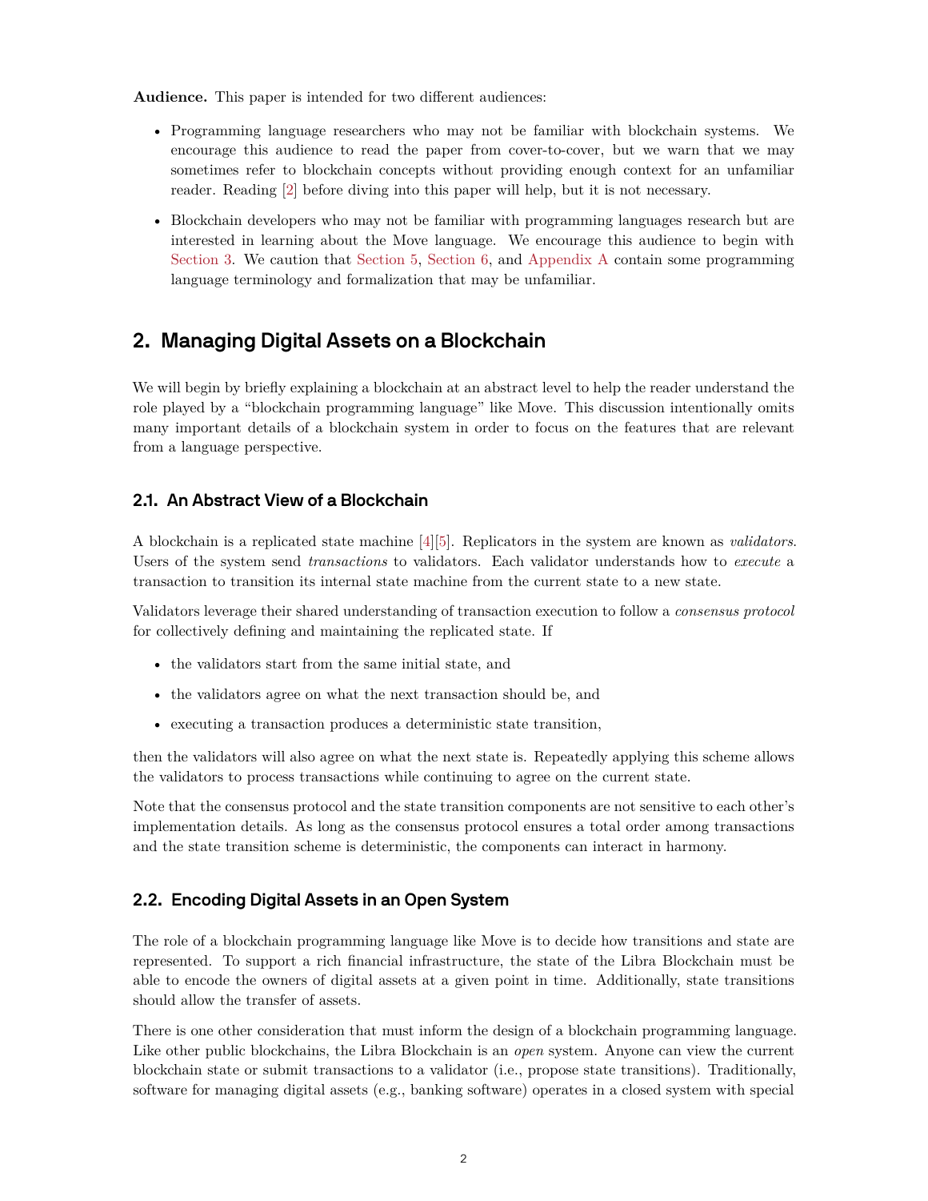**Audience.** This paper is intended for two different audiences:

- Programming language researchers who may not be familiar with blockchain systems. We encourage this audience to read the paper from cover-to-cover, but we warn that we may sometimes refer to blockchain concepts without providing enough context for an unfamiliar reader. Reading [2] before diving into this paper will help, but it is not necessary.
- Blockchain developers who may not be familiar with programming languages research but are interested in learning about the Move language. We encourage this audience to begin with Section 3. We caution that Section 5, Section 6, and Appendix A contain some programming language terminology and formalization that may be unfamiliar.

## 2. Managing Digital Assets on a Blockchain

We will begin by briefly explaining a blockchain at an abstract level to help the reader understand the role played by a "blockchain programming language" like Move. This discussion intentionally omits many important details of a blockchain system in order to focus on the features that are relevant from a language perspective.

### 2.1. An Abstract View of a Blockchain

A blockchain is a replicated state machine [4][5]. Replicators in the system are known as *validators*. Users of the system send *transactions* to validators. Each validator understands how to *execute* a transaction to transition its internal state machine from the current state to a new state.

Validators leverage their shared understanding of transaction execution to follow a *consensus protocol* for collectively defining and maintaining the replicated state. If

- the validators start from the same initial state, and
- the validators agree on what the next transaction should be, and
- executing a transaction produces a deterministic state transition,

then the validators will also agree on what the next state is. Repeatedly applying this scheme allows the validators to process transactions while continuing to agree on the current state.

Note that the consensus protocol and the state transition components are not sensitive to each other's implementation details. As long as the consensus protocol ensures a total order among transactions and the state transition scheme is deterministic, the components can interact in harmony.

### 2.2. Encoding Digital Assets in an Open System

The role of a blockchain programming language like Move is to decide how transitions and state are represented. To support a rich financial infrastructure, the state of the Libra Blockchain must be able to encode the owners of digital assets at a given point in time. Additionally, state transitions should allow the transfer of assets.

There is one other consideration that must inform the design of a blockchain programming language. Like other public blockchains, the Libra Blockchain is an *open* system. Anyone can view the current blockchain state or submit transactions to a validator (i.e., propose state transitions). Traditionally, software for managing digital assets (e.g., banking software) operates in a closed system with special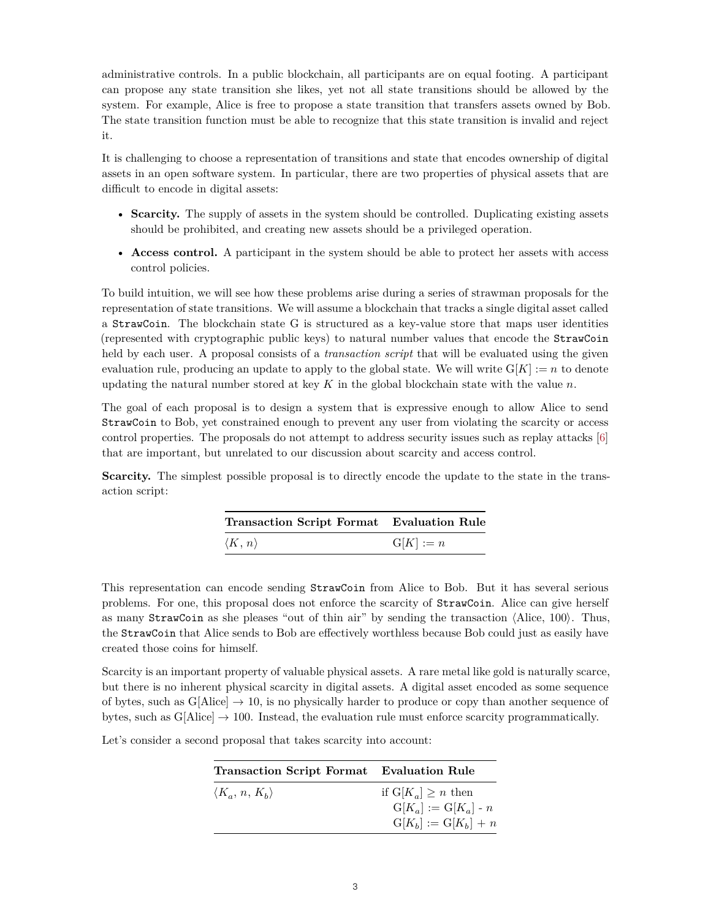administrative controls. In a public blockchain, all participants are on equal footing. A participant can propose any state transition she likes, yet not all state transitions should be allowed by the system. For example, Alice is free to propose a state transition that transfers assets owned by Bob. The state transition function must be able to recognize that this state transition is invalid and reject it.

It is challenging to choose a representation of transitions and state that encodes ownership of digital assets in an open software system. In particular, there are two properties of physical assets that are difficult to encode in digital assets:

- **Scarcity.** The supply of assets in the system should be controlled. Duplicating existing assets should be prohibited, and creating new assets should be a privileged operation.
- **Access control.** A participant in the system should be able to protect her assets with access control policies.

To build intuition, we will see how these problems arise during a series of strawman proposals for the representation of state transitions. We will assume a blockchain that tracks a single digital asset called a `StrawCoin`. The blockchain state G is structured as a key-value store that maps user identities (represented with cryptographic public keys) to natural number values that encode the `StrawCoin` held by each user. A proposal consists of a *transaction script* that will be evaluated using the given evaluation rule, producing an update to apply to the global state. We will write $\mathrm{G}[K] := n$ to denote updating the natural number stored at key $K$ in the global blockchain state with the value $n$.

The goal of each proposal is to design a system that is expressive enough to allow Alice to send `StrawCoin` to Bob, yet constrained enough to prevent any user from violating the scarcity or access control properties. The proposals do not attempt to address security issues such as replay attacks [6] that are important, but unrelated to our discussion about scarcity and access control.

**Scarcity.** The simplest possible proposal is to directly encode the update to the state in the transaction script:

| Transaction Script Format | Evaluation Rule |
|---|---|
| $\langle K, n \rangle$ | $\mathrm{G}[K] := n$ |

This representation can encode sending `StrawCoin` from Alice to Bob. But it has several serious problems. For one, this proposal does not enforce the scarcity of `StrawCoin`. Alice can give herself as many `StrawCoin` as she pleases "out of thin air" by sending the transaction $\langle \text{Alice}, 100 \rangle$. Thus, the `StrawCoin` that Alice sends to Bob are effectively worthless because Bob could just as easily have created those coins for himself.

Scarcity is an important property of valuable physical assets. A rare metal like gold is naturally scarce, but there is no inherent physical scarcity in digital assets. A digital asset encoded as some sequence of bytes, such as $\mathrm{G}[\text{Alice}] \rightarrow 10$, is no physically harder to produce or copy than another sequence of bytes, such as $\mathrm{G}[\text{Alice}] \rightarrow 100$. Instead, the evaluation rule must enforce scarcity programmatically.

Let's consider a second proposal that takes scarcity into account:

| Transaction Script Format | Evaluation Rule |
|---|---|
| $\langle K_a, n, K_b \rangle$ | if $\mathrm{G}[K_a] \geq n$ then<br>$\quad\mathrm{G}[K_a] := \mathrm{G}[K_a]$ - $n$<br>$\quad\mathrm{G}[K_b] := \mathrm{G}[K_b] + n$ |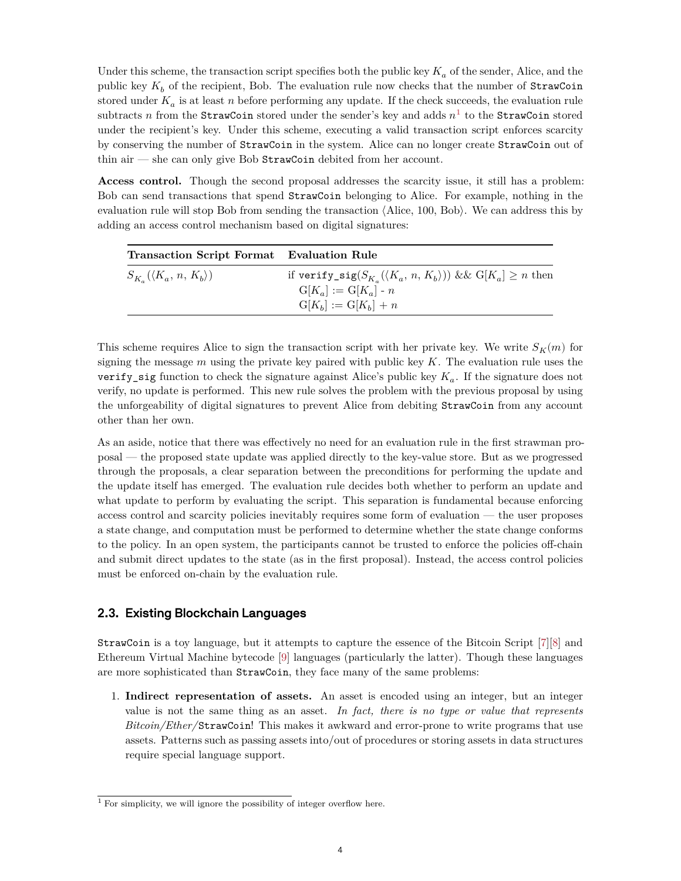Under this scheme, the transaction script specifies both the public key $K_a$ of the sender, Alice, and the public key $K_b$ of the recipient, Bob. The evaluation rule now checks that the number of `StrawCoin` stored under $K_a$ is at least $n$ before performing any update. If the check succeeds, the evaluation rule subtracts $n$ from the `StrawCoin` stored under the sender's key and adds $n$[1] to the `StrawCoin` stored under the recipient's key. Under this scheme, executing a valid transaction script enforces scarcity by conserving the number of `StrawCoin` in the system. Alice can no longer create `StrawCoin` out of thin air — she can only give Bob `StrawCoin` debited from her account.

**Access control.** Though the second proposal addresses the scarcity issue, it still has a problem: Bob can send transactions that spend `StrawCoin` belonging to Alice. For example, nothing in the evaluation rule will stop Bob from sending the transaction ⟨Alice, 100, Bob⟩. We can address this by adding an access control mechanism based on digital signatures:

| Transaction Script Format | Evaluation Rule |
|---|---|
| $S_{K_a}(\langle K_a, n, K_b\rangle)$ | if `verify_sig`($S_{K_a}(\langle K_a, n, K_b\rangle)$) && $G[K_a] \geq n$ then<br>$G[K_a] := G[K_a] - n$<br>$G[K_b] := G[K_b] + n$ |

This scheme requires Alice to sign the transaction script with her private key. We write $S_K(m)$ for signing the message $m$ using the private key paired with public key $K$. The evaluation rule uses the `verify_sig` function to check the signature against Alice's public key $K_a$. If the signature does not verify, no update is performed. This new rule solves the problem with the previous proposal by using the unforgeability of digital signatures to prevent Alice from debiting `StrawCoin` from any account other than her own.

As an aside, notice that there was effectively no need for an evaluation rule in the first strawman proposal — the proposed state update was applied directly to the key-value store. But as we progressed through the proposals, a clear separation between the preconditions for performing the update and the update itself has emerged. The evaluation rule decides both whether to perform an update and what update to perform by evaluating the script. This separation is fundamental because enforcing access control and scarcity policies inevitably requires some form of evaluation — the user proposes a state change, and computation must be performed to determine whether the state change conforms to the policy. In an open system, the participants cannot be trusted to enforce the policies off-chain and submit direct updates to the state (as in the first proposal). Instead, the access control policies must be enforced on-chain by the evaluation rule.

## 2.3. Existing Blockchain Languages

`StrawCoin` is a toy language, but it attempts to capture the essence of the Bitcoin Script [7][8] and Ethereum Virtual Machine bytecode [9] languages (particularly the latter). Though these languages are more sophisticated than `StrawCoin`, they face many of the same problems:

1. **Indirect representation of assets.** An asset is encoded using an integer, but an integer value is not the same thing as an asset. *In fact, there is no type or value that represents Bitcoin/Ether/*`StrawCoin`! This makes it awkward and error-prone to write programs that use assets. Patterns such as passing assets into/out of procedures or storing assets in data structures require special language support.

[1] For simplicity, we will ignore the possibility of integer overflow here.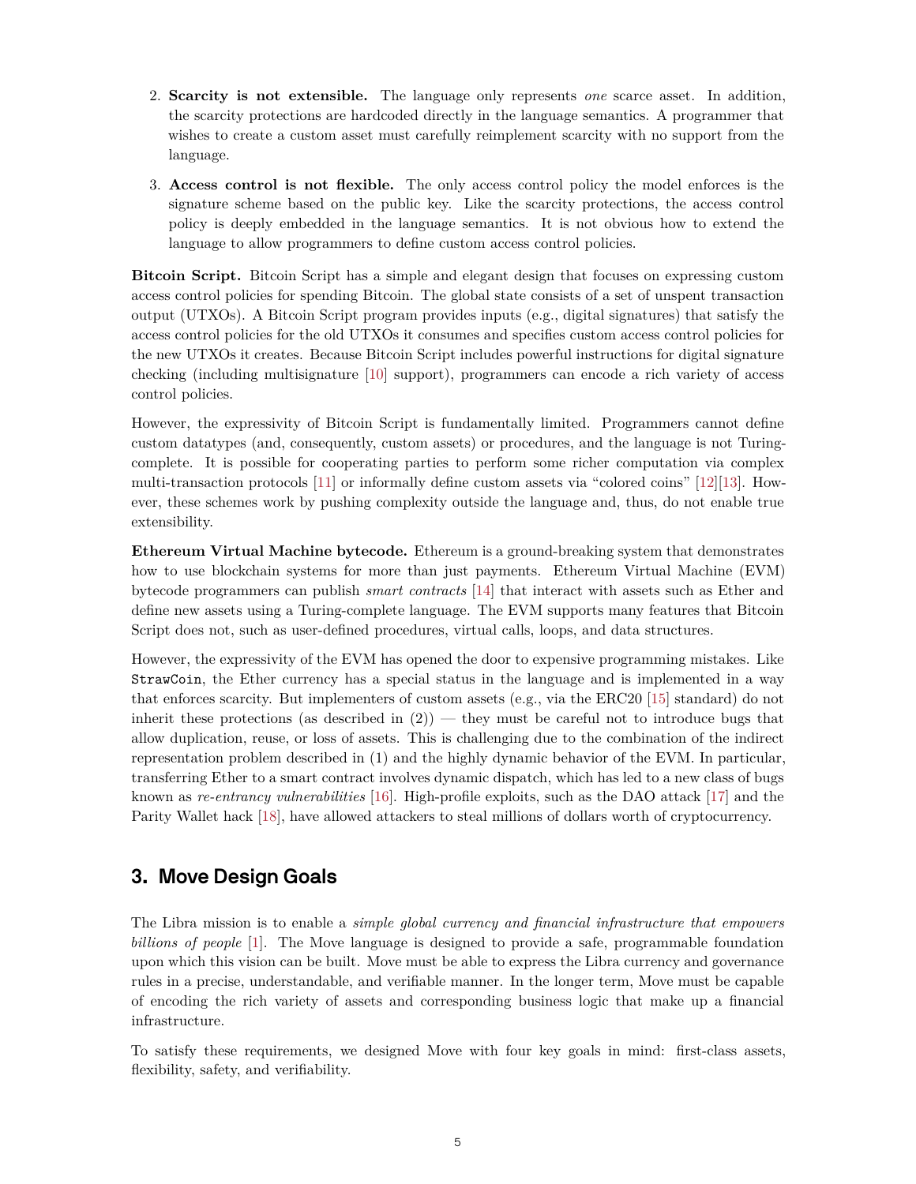2. **Scarcity is not extensible.** The language only represents *one* scarce asset. In addition, the scarcity protections are hardcoded directly in the language semantics. A programmer that wishes to create a custom asset must carefully reimplement scarcity with no support from the language.

3. **Access control is not flexible.** The only access control policy the model enforces is the signature scheme based on the public key. Like the scarcity protections, the access control policy is deeply embedded in the language semantics. It is not obvious how to extend the language to allow programmers to define custom access control policies.

**Bitcoin Script.** Bitcoin Script has a simple and elegant design that focuses on expressing custom access control policies for spending Bitcoin. The global state consists of a set of unspent transaction output (UTXOs). A Bitcoin Script program provides inputs (e.g., digital signatures) that satisfy the access control policies for the old UTXOs it consumes and specifies custom access control policies for the new UTXOs it creates. Because Bitcoin Script includes powerful instructions for digital signature checking (including multisignature [10] support), programmers can encode a rich variety of access control policies.

However, the expressivity of Bitcoin Script is fundamentally limited. Programmers cannot define custom datatypes (and, consequently, custom assets) or procedures, and the language is not Turing-complete. It is possible for cooperating parties to perform some richer computation via complex multi-transaction protocols [11] or informally define custom assets via "colored coins" [12][13]. However, these schemes work by pushing complexity outside the language and, thus, do not enable true extensibility.

**Ethereum Virtual Machine bytecode.** Ethereum is a ground-breaking system that demonstrates how to use blockchain systems for more than just payments. Ethereum Virtual Machine (EVM) bytecode programmers can publish *smart contracts* [14] that interact with assets such as Ether and define new assets using a Turing-complete language. The EVM supports many features that Bitcoin Script does not, such as user-defined procedures, virtual calls, loops, and data structures.

However, the expressivity of the EVM has opened the door to expensive programming mistakes. Like `StrawCoin`, the Ether currency has a special status in the language and is implemented in a way that enforces scarcity. But implementers of custom assets (e.g., via the ERC20 [15] standard) do not inherit these protections (as described in (2)) — they must be careful not to introduce bugs that allow duplication, reuse, or loss of assets. This is challenging due to the combination of the indirect representation problem described in (1) and the highly dynamic behavior of the EVM. In particular, transferring Ether to a smart contract involves dynamic dispatch, which has led to a new class of bugs known as *re-entrancy vulnerabilities* [16]. High-profile exploits, such as the DAO attack [17] and the Parity Wallet hack [18], have allowed attackers to steal millions of dollars worth of cryptocurrency.

## 3. Move Design Goals

The Libra mission is to enable a *simple global currency and financial infrastructure that empowers billions of people* [1]. The Move language is designed to provide a safe, programmable foundation upon which this vision can be built. Move must be able to express the Libra currency and governance rules in a precise, understandable, and verifiable manner. In the longer term, Move must be capable of encoding the rich variety of assets and corresponding business logic that make up a financial infrastructure.

To satisfy these requirements, we designed Move with four key goals in mind: first-class assets, flexibility, safety, and verifiability.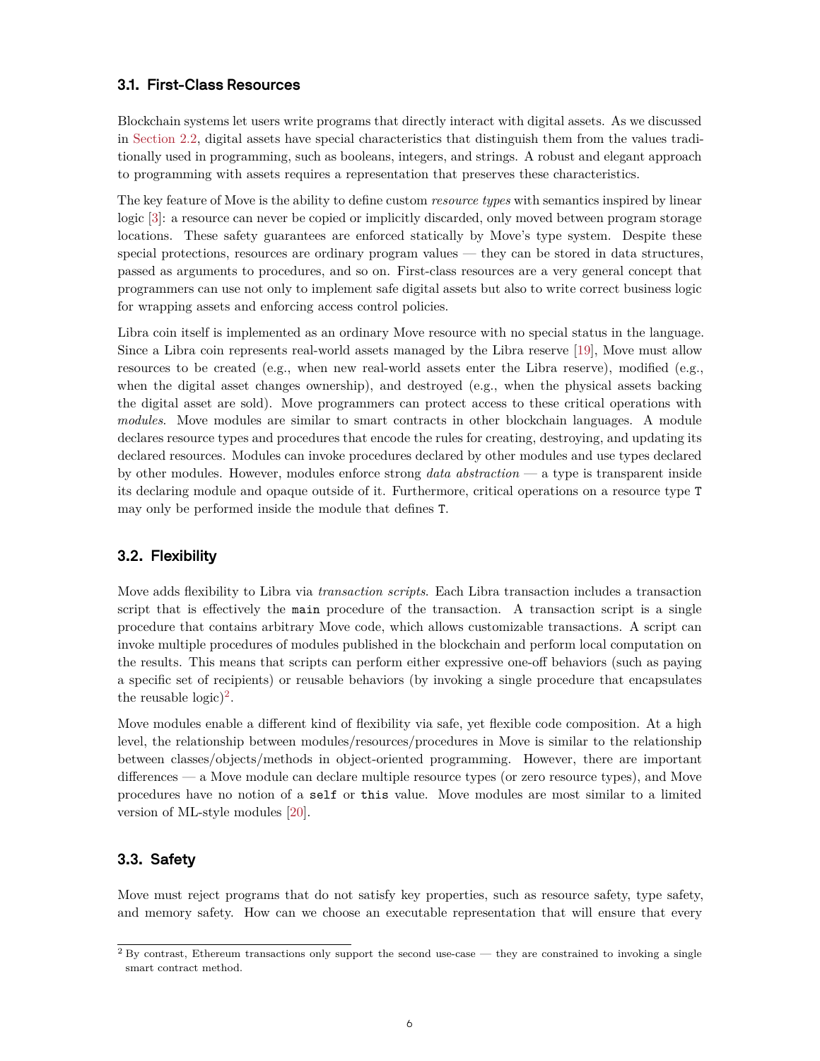### 3.1. First-Class Resources

Blockchain systems let users write programs that directly interact with digital assets. As we discussed in Section 2.2, digital assets have special characteristics that distinguish them from the values traditionally used in programming, such as booleans, integers, and strings. A robust and elegant approach to programming with assets requires a representation that preserves these characteristics.

The key feature of Move is the ability to define custom *resource types* with semantics inspired by linear logic [3]: a resource can never be copied or implicitly discarded, only moved between program storage locations. These safety guarantees are enforced statically by Move's type system. Despite these special protections, resources are ordinary program values — they can be stored in data structures, passed as arguments to procedures, and so on. First-class resources are a very general concept that programmers can use not only to implement safe digital assets but also to write correct business logic for wrapping assets and enforcing access control policies.

Libra coin itself is implemented as an ordinary Move resource with no special status in the language. Since a Libra coin represents real-world assets managed by the Libra reserve [19], Move must allow resources to be created (e.g., when new real-world assets enter the Libra reserve), modified (e.g., when the digital asset changes ownership), and destroyed (e.g., when the physical assets backing the digital asset are sold). Move programmers can protect access to these critical operations with *modules*. Move modules are similar to smart contracts in other blockchain languages. A module declares resource types and procedures that encode the rules for creating, destroying, and updating its declared resources. Modules can invoke procedures declared by other modules and use types declared by other modules. However, modules enforce strong *data abstraction* — a type is transparent inside its declaring module and opaque outside of it. Furthermore, critical operations on a resource type `T` may only be performed inside the module that defines `T`.

### 3.2. Flexibility

Move adds flexibility to Libra via *transaction scripts*. Each Libra transaction includes a transaction script that is effectively the `main` procedure of the transaction. A transaction script is a single procedure that contains arbitrary Move code, which allows customizable transactions. A script can invoke multiple procedures of modules published in the blockchain and perform local computation on the results. This means that scripts can perform either expressive one-off behaviors (such as paying a specific set of recipients) or reusable behaviors (by invoking a single procedure that encapsulates the reusable logic)[2].

Move modules enable a different kind of flexibility via safe, yet flexible code composition. At a high level, the relationship between modules/resources/procedures in Move is similar to the relationship between classes/objects/methods in object-oriented programming. However, there are important differences — a Move module can declare multiple resource types (or zero resource types), and Move procedures have no notion of a `self` or `this` value. Move modules are most similar to a limited version of ML-style modules [20].

### 3.3. Safety

Move must reject programs that do not satisfy key properties, such as resource safety, type safety, and memory safety. How can we choose an executable representation that will ensure that every

[2] By contrast, Ethereum transactions only support the second use-case — they are constrained to invoking a single smart contract method.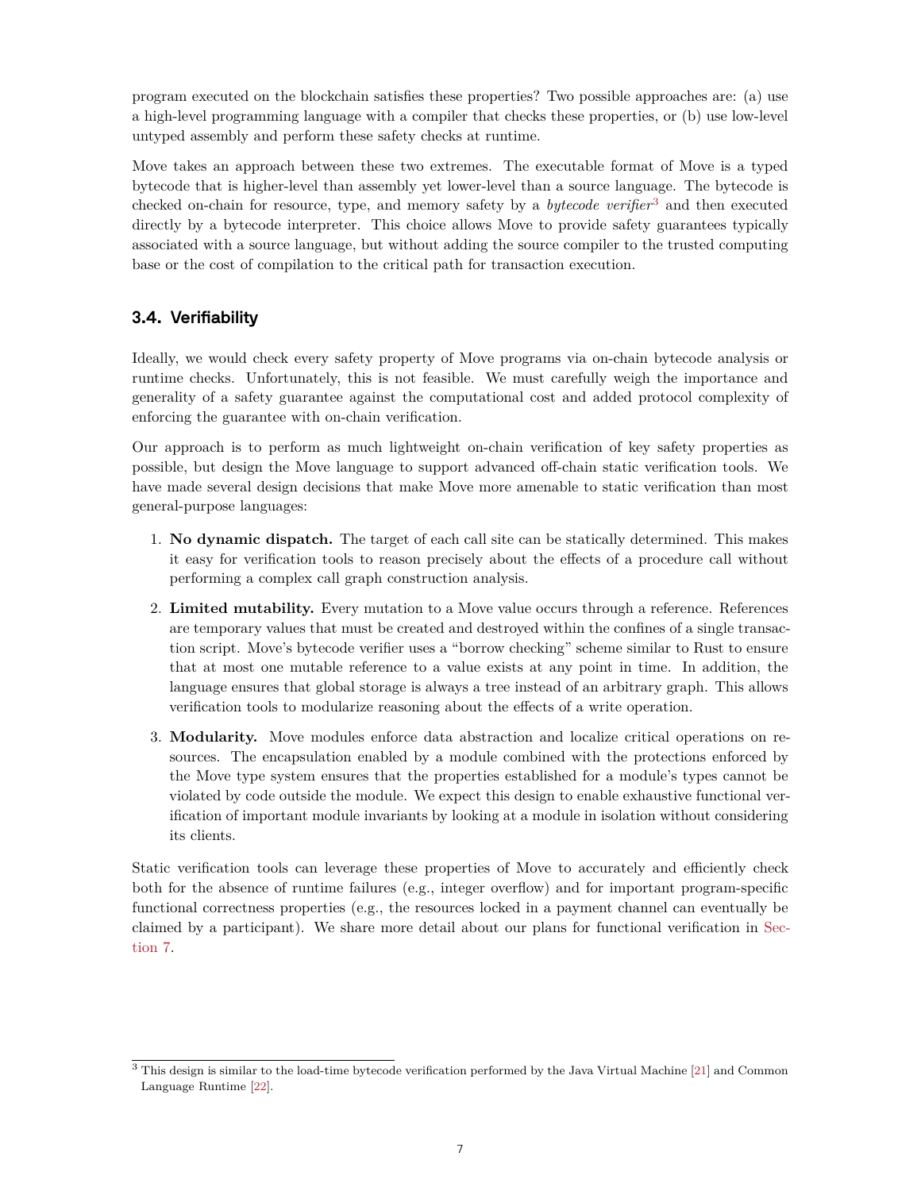program executed on the blockchain satisfies these properties? Two possible approaches are: (a) use a high-level programming language with a compiler that checks these properties, or (b) use low-level untyped assembly and perform these safety checks at runtime.

Move takes an approach between these two extremes. The executable format of Move is a typed bytecode that is higher-level than assembly yet lower-level than a source language. The bytecode is checked on-chain for resource, type, and memory safety by a *bytecode verifier*[3] and then executed directly by a bytecode interpreter. This choice allows Move to provide safety guarantees typically associated with a source language, but without adding the source compiler to the trusted computing base or the cost of compilation to the critical path for transaction execution.

### 3.4. Verifiability

Ideally, we would check every safety property of Move programs via on-chain bytecode analysis or runtime checks. Unfortunately, this is not feasible. We must carefully weigh the importance and generality of a safety guarantee against the computational cost and added protocol complexity of enforcing the guarantee with on-chain verification.

Our approach is to perform as much lightweight on-chain verification of key safety properties as possible, but design the Move language to support advanced off-chain static verification tools. We have made several design decisions that make Move more amenable to static verification than most general-purpose languages:

1. **No dynamic dispatch.** The target of each call site can be statically determined. This makes it easy for verification tools to reason precisely about the effects of a procedure call without performing a complex call graph construction analysis.
2. **Limited mutability.** Every mutation to a Move value occurs through a reference. References are temporary values that must be created and destroyed within the confines of a single transaction script. Move's bytecode verifier uses a "borrow checking" scheme similar to Rust to ensure that at most one mutable reference to a value exists at any point in time. In addition, the language ensures that global storage is always a tree instead of an arbitrary graph. This allows verification tools to modularize reasoning about the effects of a write operation.
3. **Modularity.** Move modules enforce data abstraction and localize critical operations on resources. The encapsulation enabled by a module combined with the protections enforced by the Move type system ensures that the properties established for a module's types cannot be violated by code outside the module. We expect this design to enable exhaustive functional verification of important module invariants by looking at a module in isolation without considering its clients.

Static verification tools can leverage these properties of Move to accurately and efficiently check both for the absence of runtime failures (e.g., integer overflow) and for important program-specific functional correctness properties (e.g., the resources locked in a payment channel can eventually be claimed by a participant). We share more detail about our plans for functional verification in Section 7.

---

[3] This design is similar to the load-time bytecode verification performed by the Java Virtual Machine [21] and Common Language Runtime [22].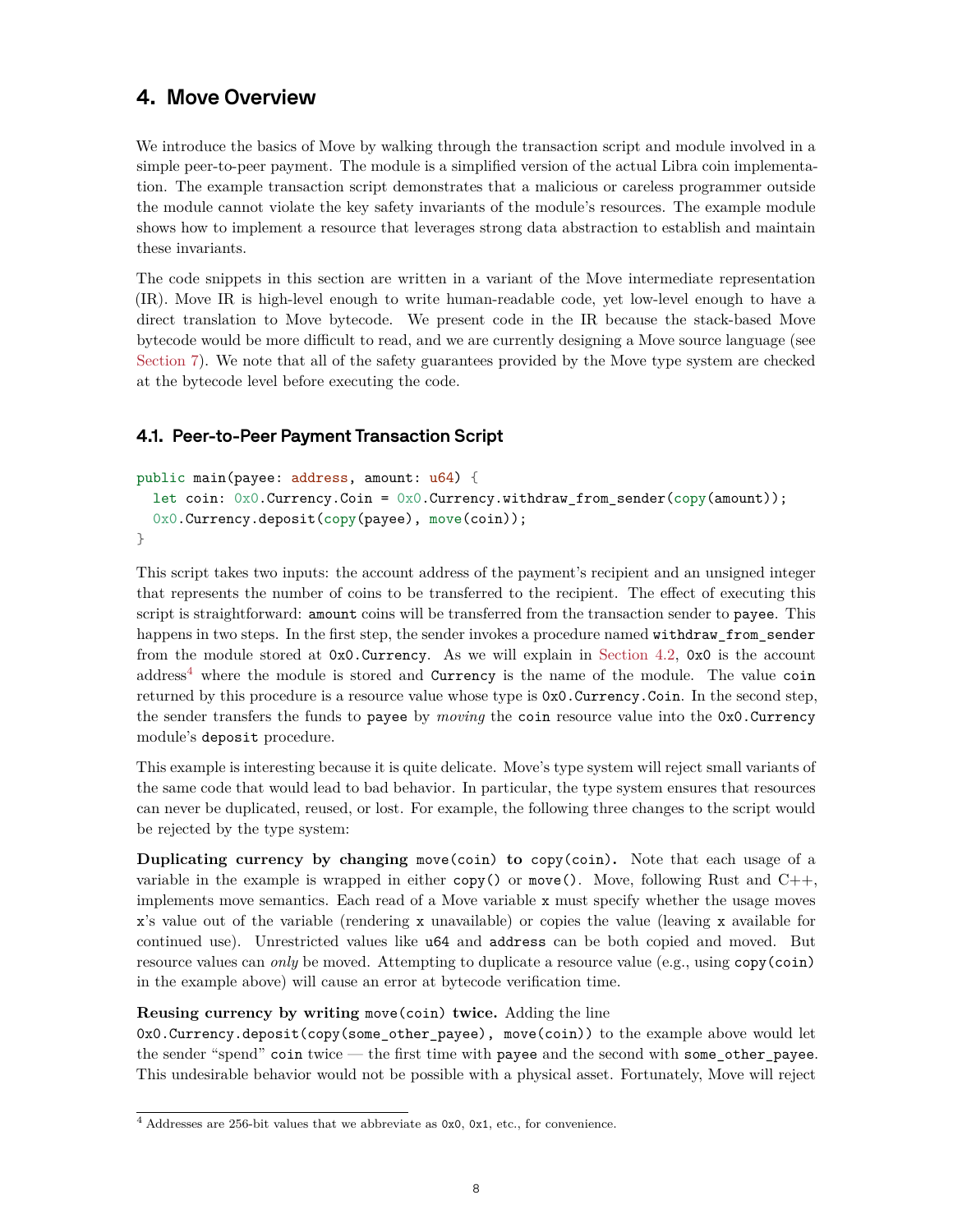## 4. Move Overview

We introduce the basics of Move by walking through the transaction script and module involved in a simple peer-to-peer payment. The module is a simplified version of the actual Libra coin implementation. The example transaction script demonstrates that a malicious or careless programmer outside the module cannot violate the key safety invariants of the module's resources. The example module shows how to implement a resource that leverages strong data abstraction to establish and maintain these invariants.

The code snippets in this section are written in a variant of the Move intermediate representation (IR). Move IR is high-level enough to write human-readable code, yet low-level enough to have a direct translation to Move bytecode. We present code in the IR because the stack-based Move bytecode would be more difficult to read, and we are currently designing a Move source language (see Section 7). We note that all of the safety guarantees provided by the Move type system are checked at the bytecode level before executing the code.

### 4.1. Peer-to-Peer Payment Transaction Script

```
public main(payee: address, amount: u64) {
  let coin: 0x0.Currency.Coin = 0x0.Currency.withdraw_from_sender(copy(amount));
  0x0.Currency.deposit(copy(payee), move(coin));
}
```

This script takes two inputs: the account address of the payment's recipient and an unsigned integer that represents the number of coins to be transferred to the recipient. The effect of executing this script is straightforward: `amount` coins will be transferred from the transaction sender to `payee`. This happens in two steps. In the first step, the sender invokes a procedure named `withdraw_from_sender` from the module stored at `0x0.Currency`. As we will explain in Section 4.2, `0x0` is the account address[4] where the module is stored and `Currency` is the name of the module. The value `coin` returned by this procedure is a resource value whose type is `0x0.Currency.Coin`. In the second step, the sender transfers the funds to `payee` by *moving* the `coin` resource value into the `0x0.Currency` module's `deposit` procedure.

This example is interesting because it is quite delicate. Move's type system will reject small variants of the same code that would lead to bad behavior. In particular, the type system ensures that resources can never be duplicated, reused, or lost. For example, the following three changes to the script would be rejected by the type system:

**Duplicating currency by changing `move(coin)` to `copy(coin)`.** Note that each usage of a variable in the example is wrapped in either `copy()` or `move()`. Move, following Rust and C++, implements move semantics. Each read of a Move variable `x` must specify whether the usage moves `x`'s value out of the variable (rendering `x` unavailable) or copies the value (leaving `x` available for continued use). Unrestricted values like `u64` and `address` can be both copied and moved. But resource values can *only* be moved. Attempting to duplicate a resource value (e.g., using `copy(coin)` in the example above) will cause an error at bytecode verification time.

**Reusing currency by writing `move(coin)` twice.** Adding the line
`0x0.Currency.deposit(copy(some_other_payee), move(coin))` to the example above would let the sender "spend" `coin` twice — the first time with `payee` and the second with `some_other_payee`. This undesirable behavior would not be possible with a physical asset. Fortunately, Move will reject

[4] Addresses are 256-bit values that we abbreviate as `0x0`, `0x1`, etc., for convenience.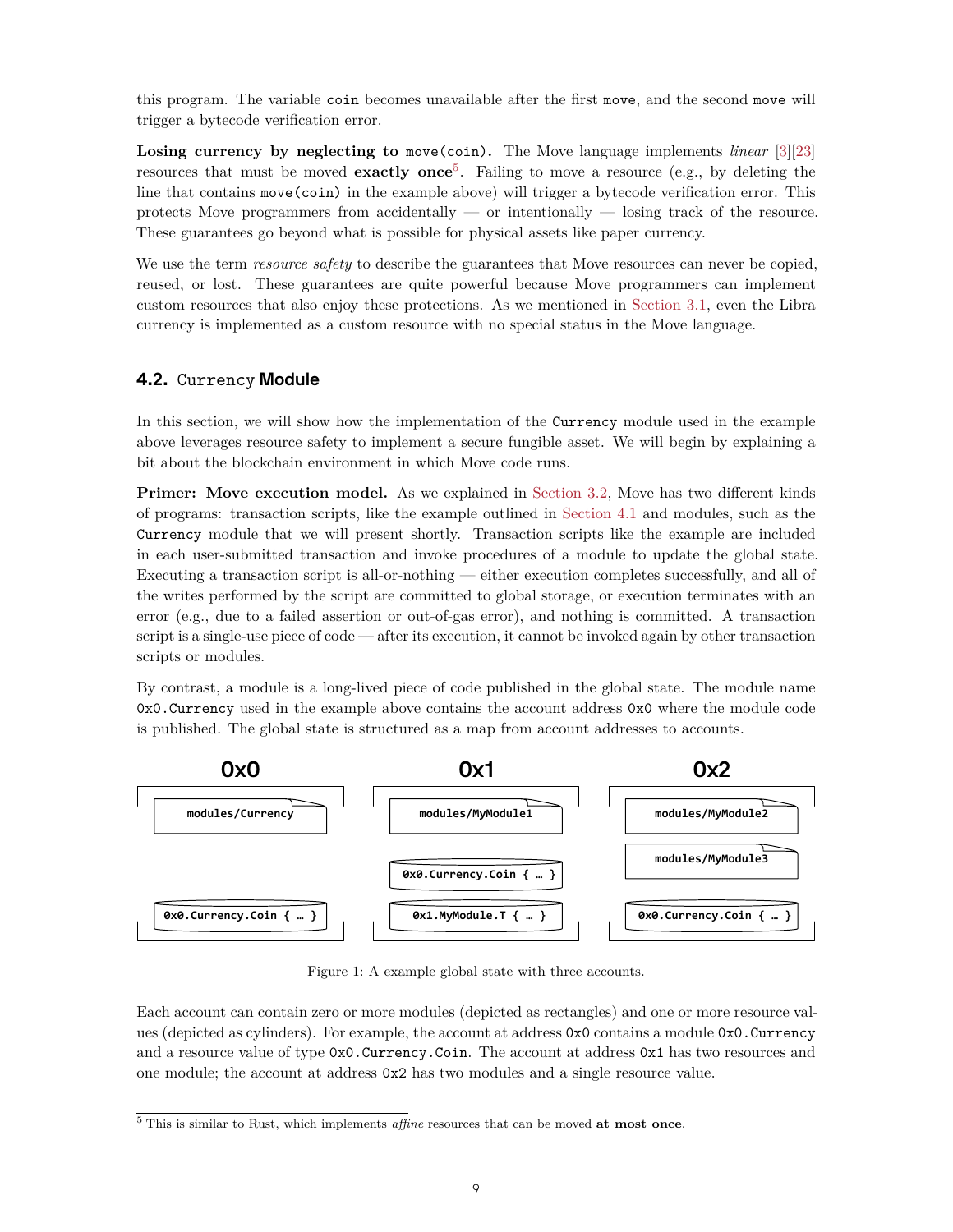this program. The variable `coin` becomes unavailable after the first `move`, and the second `move` will trigger a bytecode verification error.

**Losing currency by neglecting to `move(coin)`.** The Move language implements *linear* [3][23] resources that must be moved **exactly once**[5]. Failing to move a resource (e.g., by deleting the line that contains `move(coin)` in the example above) will trigger a bytecode verification error. This protects Move programmers from accidentally — or intentionally — losing track of the resource. These guarantees go beyond what is possible for physical assets like paper currency.

We use the term *resource safety* to describe the guarantees that Move resources can never be copied, reused, or lost. These guarantees are quite powerful because Move programmers can implement custom resources that also enjoy these protections. As we mentioned in Section 3.1, even the Libra currency is implemented as a custom resource with no special status in the Move language.

## 4.2. `Currency` Module

In this section, we will show how the implementation of the `Currency` module used in the example above leverages resource safety to implement a secure fungible asset. We will begin by explaining a bit about the blockchain environment in which Move code runs.

**Primer: Move execution model.** As we explained in Section 3.2, Move has two different kinds of programs: transaction scripts, like the example outlined in Section 4.1 and modules, such as the `Currency` module that we will present shortly. Transaction scripts like the example are included in each user-submitted transaction and invoke procedures of a module to update the global state. Executing a transaction script is all-or-nothing — either execution completes successfully, and all of the writes performed by the script are committed to global storage, or execution terminates with an error (e.g., due to a failed assertion or out-of-gas error), and nothing is committed. A transaction script is a single-use piece of code — after its execution, it cannot be invoked again by other transaction scripts or modules.

By contrast, a module is a long-lived piece of code published in the global state. The module name `0x0.Currency` used in the example above contains the account address `0x0` where the module code is published. The global state is structured as a map from account addresses to accounts.

| 0x0 | 0x1 | 0x2 |
|---|---|---|
| modules/Currency | modules/MyModule1 | modules/MyModule2 |
| | 0x0.Currency.Coin { … } | modules/MyModule3 |
| 0x0.Currency.Coin { … } | 0x1.MyModule.T { … } | 0x0.Currency.Coin { … } |

Figure 1: A example global state with three accounts.

Each account can contain zero or more modules (depicted as rectangles) and one or more resource values (depicted as cylinders). For example, the account at address `0x0` contains a module `0x0.Currency` and a resource value of type `0x0.Currency.Coin`. The account at address `0x1` has two resources and one module; the account at address `0x2` has two modules and a single resource value.

[5] This is similar to Rust, which implements *affine* resources that can be moved **at most once**.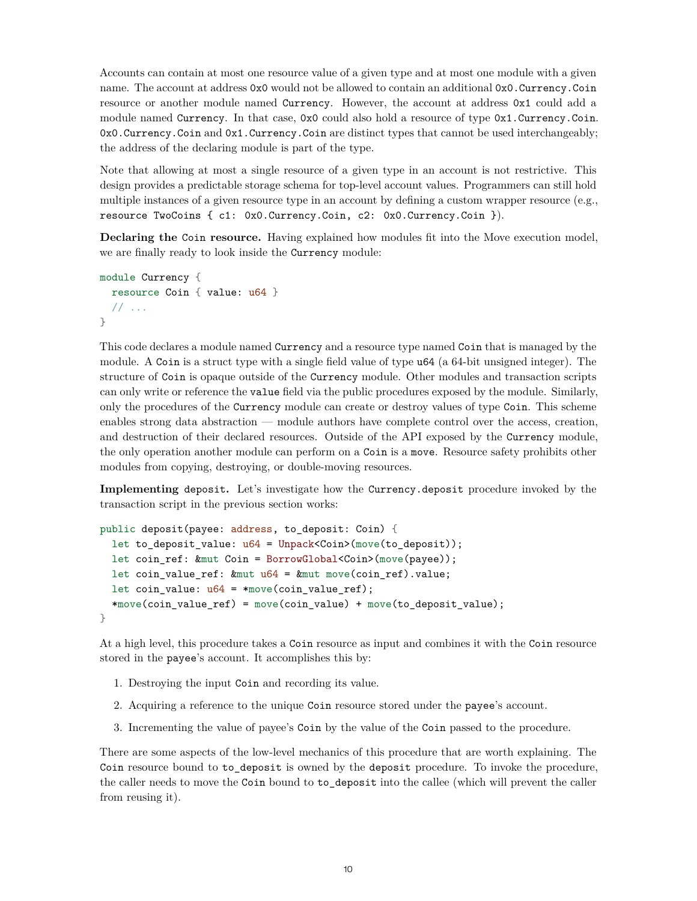Accounts can contain at most one resource value of a given type and at most one module with a given name. The account at address `0x0` would not be allowed to contain an additional `0x0.Currency.Coin` resource or another module named `Currency`. However, the account at address `0x1` could add a module named `Currency`. In that case, `0x0` could also hold a resource of type `0x1.Currency.Coin`. `0x0.Currency.Coin` and `0x1.Currency.Coin` are distinct types that cannot be used interchangeably; the address of the declaring module is part of the type.

Note that allowing at most a single resource of a given type in an account is not restrictive. This design provides a predictable storage schema for top-level account values. Programmers can still hold multiple instances of a given resource type in an account by defining a custom wrapper resource (e.g., `resource TwoCoins { c1: 0x0.Currency.Coin, c2: 0x0.Currency.Coin }`).

**Declaring the `Coin` resource.** Having explained how modules fit into the Move execution model, we are finally ready to look inside the `Currency` module:

```
module Currency {
  resource Coin { value: u64 }
  // ...
}
```

This code declares a module named `Currency` and a resource type named `Coin` that is managed by the module. A `Coin` is a struct type with a single field value of type `u64` (a 64-bit unsigned integer). The structure of `Coin` is opaque outside of the `Currency` module. Other modules and transaction scripts can only write or reference the `value` field via the public procedures exposed by the module. Similarly, only the procedures of the `Currency` module can create or destroy values of type `Coin`. This scheme enables strong data abstraction — module authors have complete control over the access, creation, and destruction of their declared resources. Outside of the API exposed by the `Currency` module, the only operation another module can perform on a `Coin` is a `move`. Resource safety prohibits other modules from copying, destroying, or double-moving resources.

**Implementing `deposit`.** Let's investigate how the `Currency.deposit` procedure invoked by the transaction script in the previous section works:

```
public deposit(payee: address, to_deposit: Coin) {
  let to_deposit_value: u64 = Unpack<Coin>(move(to_deposit));
  let coin_ref: &mut Coin = BorrowGlobal<Coin>(move(payee));
  let coin_value_ref: &mut u64 = &mut move(coin_ref).value;
  let coin_value: u64 = *move(coin_value_ref);
  *move(coin_value_ref) = move(coin_value) + move(to_deposit_value);
}
```

At a high level, this procedure takes a `Coin` resource as input and combines it with the `Coin` resource stored in the `payee`'s account. It accomplishes this by:

1. Destroying the input `Coin` and recording its value.
2. Acquiring a reference to the unique `Coin` resource stored under the `payee`'s account.
3. Incrementing the value of payee's `Coin` by the value of the `Coin` passed to the procedure.

There are some aspects of the low-level mechanics of this procedure that are worth explaining. The `Coin` resource bound to `to_deposit` is owned by the `deposit` procedure. To invoke the procedure, the caller needs to move the `Coin` bound to `to_deposit` into the callee (which will prevent the caller from reusing it).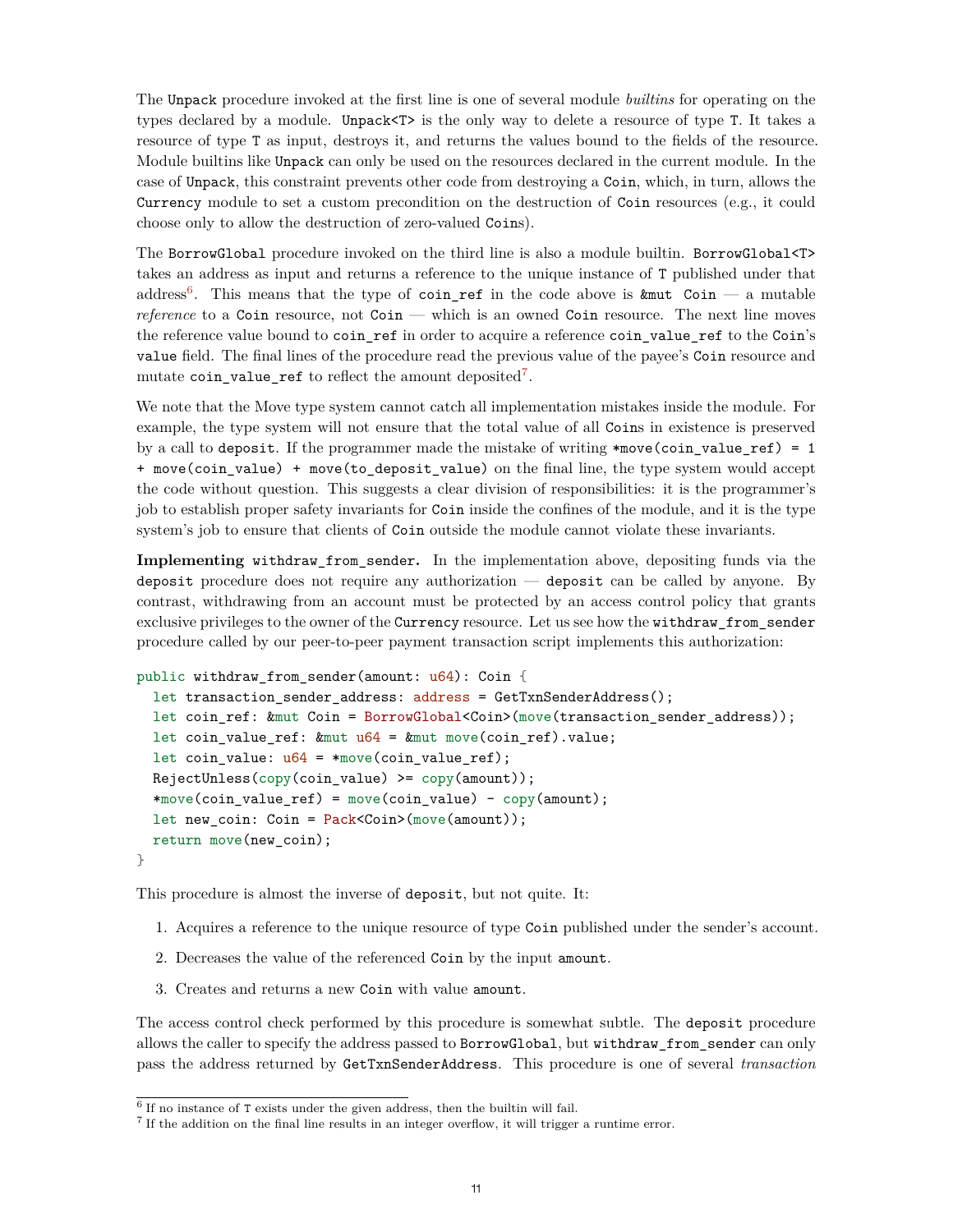The `Unpack` procedure invoked at the first line is one of several module *builtins* for operating on the types declared by a module. `Unpack<T>` is the only way to delete a resource of type `T`. It takes a resource of type `T` as input, destroys it, and returns the values bound to the fields of the resource. Module builtins like `Unpack` can only be used on the resources declared in the current module. In the case of `Unpack`, this constraint prevents other code from destroying a `Coin`, which, in turn, allows the `Currency` module to set a custom precondition on the destruction of `Coin` resources (e.g., it could choose only to allow the destruction of zero-valued `Coin`s).

The `BorrowGlobal` procedure invoked on the third line is also a module builtin. `BorrowGlobal<T>` takes an address as input and returns a reference to the unique instance of `T` published under that address[6]. This means that the type of `coin_ref` in the code above is `&mut Coin` — a mutable *reference* to a `Coin` resource, not `Coin` — which is an owned `Coin` resource. The next line moves the reference value bound to `coin_ref` in order to acquire a reference `coin_value_ref` to the `Coin`'s `value` field. The final lines of the procedure read the previous value of the payee's `Coin` resource and mutate `coin_value_ref` to reflect the amount deposited[7].

We note that the Move type system cannot catch all implementation mistakes inside the module. For example, the type system will not ensure that the total value of all `Coin`s in existence is preserved by a call to `deposit`. If the programmer made the mistake of writing `*move(coin_value_ref) = 1 + move(coin_value) + move(to_deposit_value)` on the final line, the type system would accept the code without question. This suggests a clear division of responsibilities: it is the programmer's job to establish proper safety invariants for `Coin` inside the confines of the module, and it is the type system's job to ensure that clients of `Coin` outside the module cannot violate these invariants.

**Implementing `withdraw_from_sender`.** In the implementation above, depositing funds via the `deposit` procedure does not require any authorization — `deposit` can be called by anyone. By contrast, withdrawing from an account must be protected by an access control policy that grants exclusive privileges to the owner of the `Currency` resource. Let us see how the `withdraw_from_sender` procedure called by our peer-to-peer payment transaction script implements this authorization:

```
public withdraw_from_sender(amount: u64): Coin {
  let transaction_sender_address: address = GetTxnSenderAddress();
  let coin_ref: &mut Coin = BorrowGlobal<Coin>(move(transaction_sender_address));
  let coin_value_ref: &mut u64 = &mut move(coin_ref).value;
  let coin_value: u64 = *move(coin_value_ref);
  RejectUnless(copy(coin_value) >= copy(amount));
  *move(coin_value_ref) = move(coin_value) - copy(amount);
  let new_coin: Coin = Pack<Coin>(move(amount));
  return move(new_coin);
}
```

This procedure is almost the inverse of `deposit`, but not quite. It:

1. Acquires a reference to the unique resource of type `Coin` published under the sender's account.
2. Decreases the value of the referenced `Coin` by the input `amount`.
3. Creates and returns a new `Coin` with value `amount`.

The access control check performed by this procedure is somewhat subtle. The `deposit` procedure allows the caller to specify the address passed to `BorrowGlobal`, but `withdraw_from_sender` can only pass the address returned by `GetTxnSenderAddress`. This procedure is one of several *transaction*

---

[6] If no instance of `T` exists under the given address, then the builtin will fail.

[7] If the addition on the final line results in an integer overflow, it will trigger a runtime error.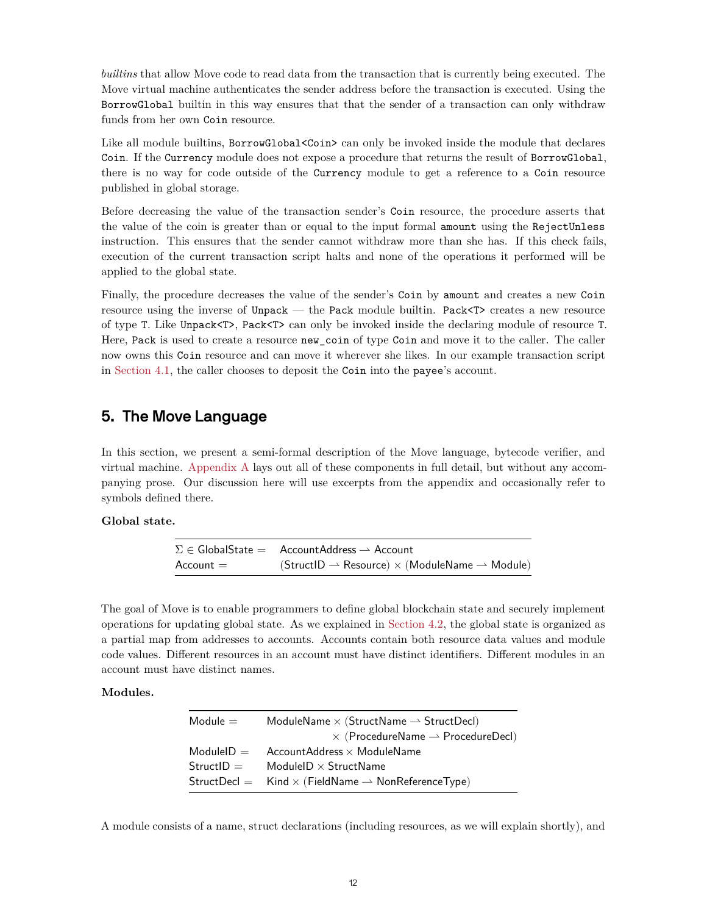*builtins* that allow Move code to read data from the transaction that is currently being executed. The Move virtual machine authenticates the sender address before the transaction is executed. Using the `BorrowGlobal` builtin in this way ensures that that the sender of a transaction can only withdraw funds from her own `Coin` resource.

Like all module builtins, `BorrowGlobal<Coin>` can only be invoked inside the module that declares `Coin`. If the `Currency` module does not expose a procedure that returns the result of `BorrowGlobal`, there is no way for code outside of the `Currency` module to get a reference to a `Coin` resource published in global storage.

Before decreasing the value of the transaction sender's `Coin` resource, the procedure asserts that the value of the coin is greater than or equal to the input formal `amount` using the `RejectUnless` instruction. This ensures that the sender cannot withdraw more than she has. If this check fails, execution of the current transaction script halts and none of the operations it performed will be applied to the global state.

Finally, the procedure decreases the value of the sender's `Coin` by `amount` and creates a new `Coin` resource using the inverse of `Unpack` — the `Pack` module builtin. `Pack<T>` creates a new resource of type `T`. Like `Unpack<T>`, `Pack<T>` can only be invoked inside the declaring module of resource `T`. Here, `Pack` is used to create a resource `new_coin` of type `Coin` and move it to the caller. The caller now owns this `Coin` resource and can move it wherever she likes. In our example transaction script in Section 4.1, the caller chooses to deposit the `Coin` into the `payee`'s account.

## 5. The Move Language

In this section, we present a semi-formal description of the Move language, bytecode verifier, and virtual machine. Appendix A lays out all of these components in full detail, but without any accompanying prose. Our discussion here will use excerpts from the appendix and occasionally refer to symbols defined there.

**Global state.**

$$
\begin{aligned}
\Sigma \in \mathsf{GlobalState} = &\quad \mathsf{AccountAddress} \rightharpoonup \mathsf{Account} \\
\mathsf{Account} = &\quad (\mathsf{StructID} \rightharpoonup \mathsf{Resource}) \times (\mathsf{ModuleName} \rightharpoonup \mathsf{Module})
\end{aligned}
$$

The goal of Move is to enable programmers to define global blockchain state and securely implement operations for updating global state. As we explained in Section 4.2, the global state is organized as a partial map from addresses to accounts. Accounts contain both resource data values and module code values. Different resources in an account must have distinct identifiers. Different modules in an account must have distinct names.

**Modules.**

$$
\begin{aligned}
\mathsf{Module} = &\quad \mathsf{ModuleName} \times (\mathsf{StructName} \rightharpoonup \mathsf{StructDecl}) \\
&\quad \times (\mathsf{ProcedureName} \rightharpoonup \mathsf{ProcedureDecl}) \\
\mathsf{ModuleID} = &\quad \mathsf{AccountAddress} \times \mathsf{ModuleName} \\
\mathsf{StructID} = &\quad \mathsf{ModuleID} \times \mathsf{StructName} \\
\mathsf{StructDecl} = &\quad \mathsf{Kind} \times (\mathsf{FieldName} \rightharpoonup \mathsf{NonReferenceType})
\end{aligned}
$$

A module consists of a name, struct declarations (including resources, as we will explain shortly), and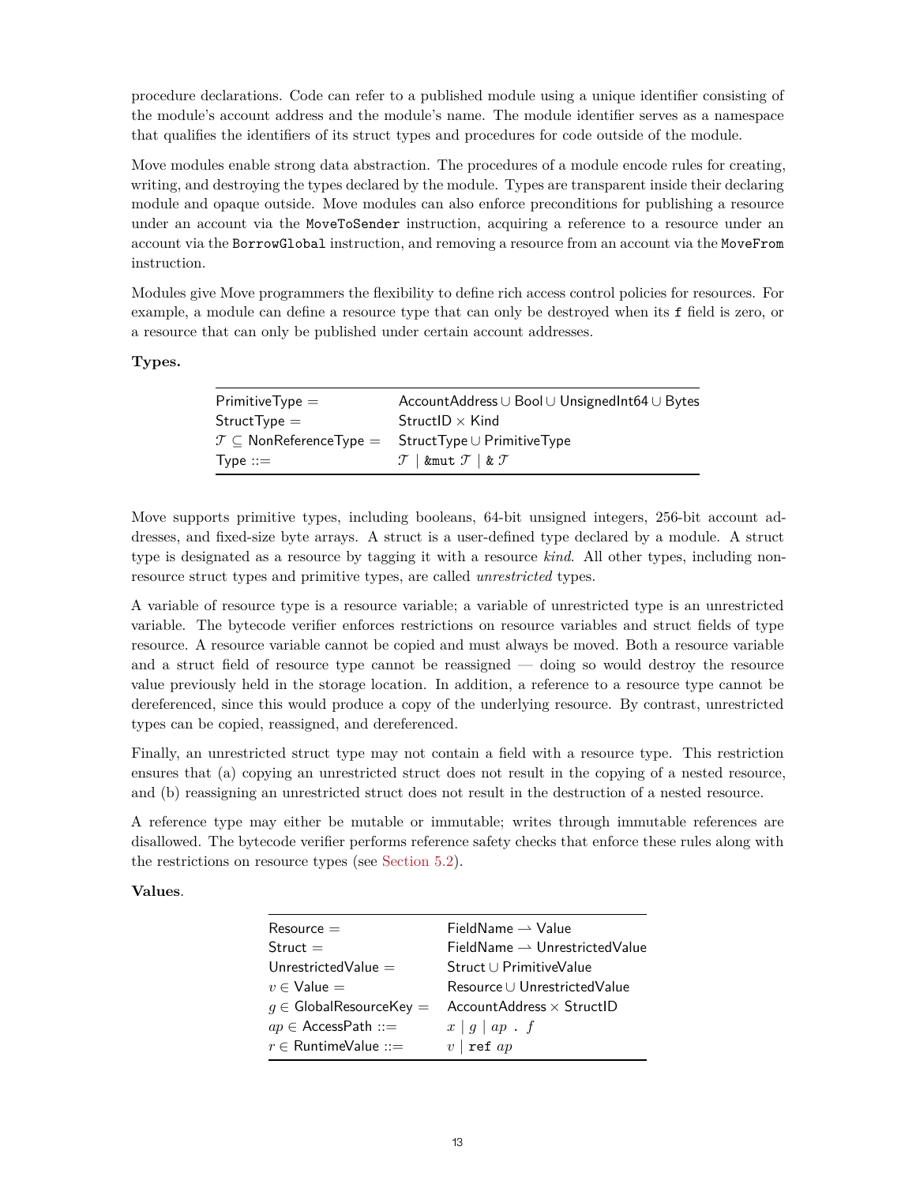procedure declarations. Code can refer to a published module using a unique identifier consisting of the module's account address and the module's name. The module identifier serves as a namespace that qualifies the identifiers of its struct types and procedures for code outside of the module.

Move modules enable strong data abstraction. The procedures of a module encode rules for creating, writing, and destroying the types declared by the module. Types are transparent inside their declaring module and opaque outside. Move modules can also enforce preconditions for publishing a resource under an account via the `MoveToSender` instruction, acquiring a reference to a resource under an account via the `BorrowGlobal` instruction, and removing a resource from an account via the `MoveFrom` instruction.

Modules give Move programmers the flexibility to define rich access control policies for resources. For example, a module can define a resource type that can only be destroyed when its `f` field is zero, or a resource that can only be published under certain account addresses.

**Types.**

| | |
|---|---|
| $\mathsf{PrimitiveType} =$ | $\mathsf{AccountAddress} \cup \mathsf{Bool} \cup \mathsf{UnsignedInt64} \cup \mathsf{Bytes}$ |
| $\mathsf{StructType} =$ | $\mathsf{StructID} \times \mathsf{Kind}$ |
| $\mathcal{T} \subseteq \mathsf{NonReferenceType} =$ | $\mathsf{StructType} \cup \mathsf{PrimitiveType}$ |
| $\mathsf{Type} ::=$ | $\mathcal{T} \mid \texttt{\&mut}\ \mathcal{T} \mid \texttt{\&}\ \mathcal{T}$ |

Move supports primitive types, including booleans, 64-bit unsigned integers, 256-bit account addresses, and fixed-size byte arrays. A struct is a user-defined type declared by a module. A struct type is designated as a resource by tagging it with a resource *kind*. All other types, including non-resource struct types and primitive types, are called *unrestricted* types.

A variable of resource type is a resource variable; a variable of unrestricted type is an unrestricted variable. The bytecode verifier enforces restrictions on resource variables and struct fields of type resource. A resource variable cannot be copied and must always be moved. Both a resource variable and a struct field of resource type cannot be reassigned — doing so would destroy the resource value previously held in the storage location. In addition, a reference to a resource type cannot be dereferenced, since this would produce a copy of the underlying resource. By contrast, unrestricted types can be copied, reassigned, and dereferenced.

Finally, an unrestricted struct type may not contain a field with a resource type. This restriction ensures that (a) copying an unrestricted struct does not result in the copying of a nested resource, and (b) reassigning an unrestricted struct does not result in the destruction of a nested resource.

A reference type may either be mutable or immutable; writes through immutable references are disallowed. The bytecode verifier performs reference safety checks that enforce these rules along with the restrictions on resource types (see Section 5.2).

**Values.**

| | |
|---|---|
| $\mathsf{Resource} =$ | $\mathsf{FieldName} \rightharpoonup \mathsf{Value}$ |
| $\mathsf{Struct} =$ | $\mathsf{FieldName} \rightharpoonup \mathsf{UnrestrictedValue}$ |
| $\mathsf{UnrestrictedValue} =$ | $\mathsf{Struct} \cup \mathsf{PrimitiveValue}$ |
| $v \in \mathsf{Value} =$ | $\mathsf{Resource} \cup \mathsf{UnrestrictedValue}$ |
| $g \in \mathsf{GlobalResourceKey} =$ | $\mathsf{AccountAddress} \times \mathsf{StructID}$ |
| $ap \in \mathsf{AccessPath} ::=$ | $x \mid g \mid ap\ .\ f$ |
| $r \in \mathsf{RuntimeValue} ::=$ | $v \mid \texttt{ref}\ ap$ |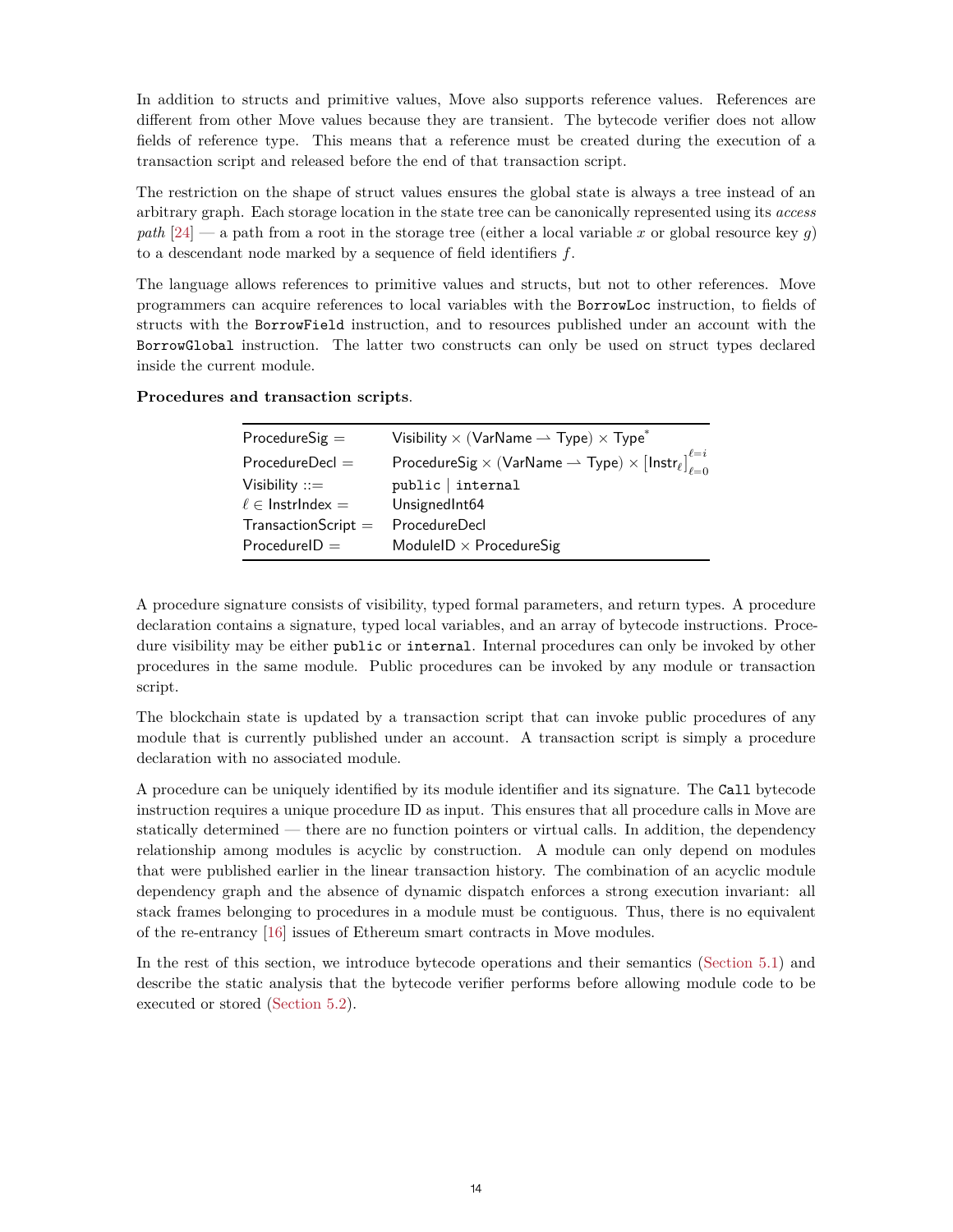In addition to structs and primitive values, Move also supports reference values. References are different from other Move values because they are transient. The bytecode verifier does not allow fields of reference type. This means that a reference must be created during the execution of a transaction script and released before the end of that transaction script.

The restriction on the shape of struct values ensures the global state is always a tree instead of an arbitrary graph. Each storage location in the state tree can be canonically represented using its *access path* [24] — a path from a root in the storage tree (either a local variable $x$ or global resource key $g$) to a descendant node marked by a sequence of field identifiers $f$.

The language allows references to primitive values and structs, but not to other references. Move programmers can acquire references to local variables with the `BorrowLoc` instruction, to fields of structs with the `BorrowField` instruction, and to resources published under an account with the `BorrowGlobal` instruction. The latter two constructs can only be used on struct types declared inside the current module.

**Procedures and transaction scripts**.

| | |
|---|---|
| $\mathsf{ProcedureSig} =$ | $\mathsf{Visibility} \times (\mathsf{VarName} \rightharpoonup \mathsf{Type}) \times \mathsf{Type}^{*}$ |
| $\mathsf{ProcedureDecl} =$ | $\mathsf{ProcedureSig} \times (\mathsf{VarName} \rightharpoonup \mathsf{Type}) \times [\mathsf{Instr}_{\ell}]_{\ell=0}^{\ell=i}$ |
| $\mathsf{Visibility} ::=$ | `public` \| `internal` |
| $\ell \in \mathsf{InstrIndex} =$ | $\mathsf{UnsignedInt64}$ |
| $\mathsf{TransactionScript} =$ | $\mathsf{ProcedureDecl}$ |
| $\mathsf{ProcedureID} =$ | $\mathsf{ModuleID} \times \mathsf{ProcedureSig}$ |

A procedure signature consists of visibility, typed formal parameters, and return types. A procedure declaration contains a signature, typed local variables, and an array of bytecode instructions. Procedure visibility may be either `public` or `internal`. Internal procedures can only be invoked by other procedures in the same module. Public procedures can be invoked by any module or transaction script.

The blockchain state is updated by a transaction script that can invoke public procedures of any module that is currently published under an account. A transaction script is simply a procedure declaration with no associated module.

A procedure can be uniquely identified by its module identifier and its signature. The `Call` bytecode instruction requires a unique procedure ID as input. This ensures that all procedure calls in Move are statically determined — there are no function pointers or virtual calls. In addition, the dependency relationship among modules is acyclic by construction. A module can only depend on modules that were published earlier in the linear transaction history. The combination of an acyclic module dependency graph and the absence of dynamic dispatch enforces a strong execution invariant: all stack frames belonging to procedures in a module must be contiguous. Thus, there is no equivalent of the re-entrancy [16] issues of Ethereum smart contracts in Move modules.

In the rest of this section, we introduce bytecode operations and their semantics (Section 5.1) and describe the static analysis that the bytecode verifier performs before allowing module code to be executed or stored (Section 5.2).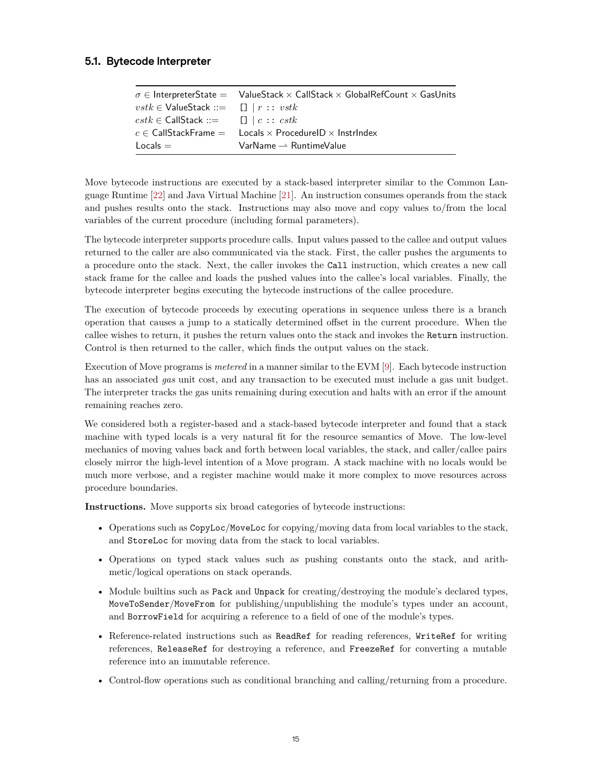### 5.1. Bytecode Interpreter

| | |
|---|---|
| $\sigma \in$ InterpreterState $=$ | ValueStack $\times$ CallStack $\times$ GlobalRefCount $\times$ GasUnits |
| $vstk \in$ ValueStack $::=$ | [] $\mid r :: vstk$ |
| $cstk \in$ CallStack $::=$ | [] $\mid c :: cstk$ |
| $c \in$ CallStackFrame $=$ | Locals $\times$ ProcedureID $\times$ InstrIndex |
| Locals $=$ | VarName $\rightharpoonup$ RuntimeValue |

Move bytecode instructions are executed by a stack-based interpreter similar to the Common Language Runtime [22] and Java Virtual Machine [21]. An instruction consumes operands from the stack and pushes results onto the stack. Instructions may also move and copy values to/from the local variables of the current procedure (including formal parameters).

The bytecode interpreter supports procedure calls. Input values passed to the callee and output values returned to the caller are also communicated via the stack. First, the caller pushes the arguments to a procedure onto the stack. Next, the caller invokes the `Call` instruction, which creates a new call stack frame for the callee and loads the pushed values into the callee's local variables. Finally, the bytecode interpreter begins executing the bytecode instructions of the callee procedure.

The execution of bytecode proceeds by executing operations in sequence unless there is a branch operation that causes a jump to a statically determined offset in the current procedure. When the callee wishes to return, it pushes the return values onto the stack and invokes the `Return` instruction. Control is then returned to the caller, which finds the output values on the stack.

Execution of Move programs is *metered* in a manner similar to the EVM [9]. Each bytecode instruction has an associated *gas* unit cost, and any transaction to be executed must include a gas unit budget. The interpreter tracks the gas units remaining during execution and halts with an error if the amount remaining reaches zero.

We considered both a register-based and a stack-based bytecode interpreter and found that a stack machine with typed locals is a very natural fit for the resource semantics of Move. The low-level mechanics of moving values back and forth between local variables, the stack, and caller/callee pairs closely mirror the high-level intention of a Move program. A stack machine with no locals would be much more verbose, and a register machine would make it more complex to move resources across procedure boundaries.

**Instructions.** Move supports six broad categories of bytecode instructions:

- Operations such as `CopyLoc`/`MoveLoc` for copying/moving data from local variables to the stack, and `StoreLoc` for moving data from the stack to local variables.
- Operations on typed stack values such as pushing constants onto the stack, and arithmetic/logical operations on stack operands.
- Module builtins such as `Pack` and `Unpack` for creating/destroying the module's declared types, `MoveToSender`/`MoveFrom` for publishing/unpublishing the module's types under an account, and `BorrowField` for acquiring a reference to a field of one of the module's types.
- Reference-related instructions such as `ReadRef` for reading references, `WriteRef` for writing references, `ReleaseRef` for destroying a reference, and `FreezeRef` for converting a mutable reference into an immutable reference.
- Control-flow operations such as conditional branching and calling/returning from a procedure.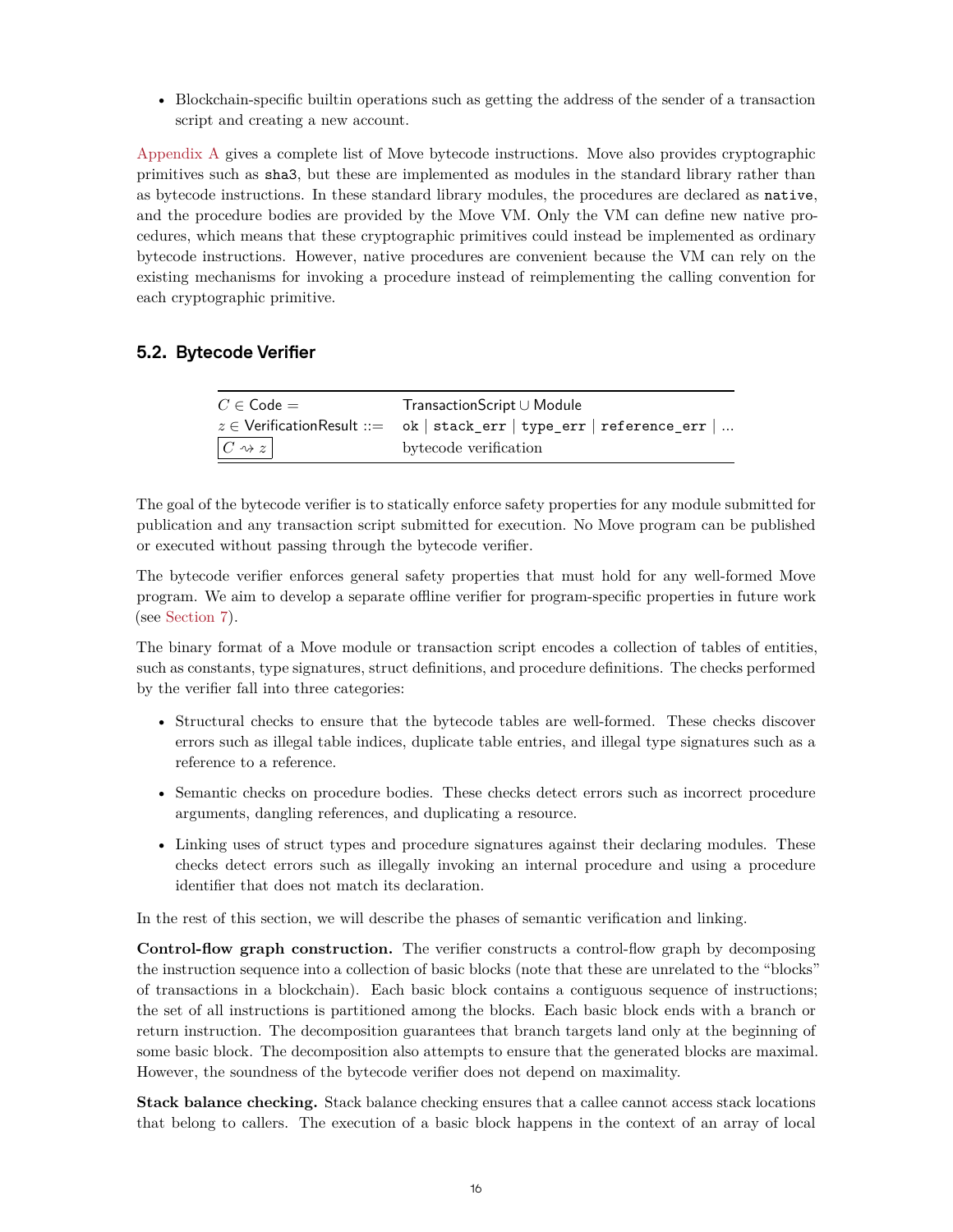- Blockchain-specific builtin operations such as getting the address of the sender of a transaction script and creating a new account.

Appendix A gives a complete list of Move bytecode instructions. Move also provides cryptographic primitives such as `sha3`, but these are implemented as modules in the standard library rather than as bytecode instructions. In these standard library modules, the procedures are declared as `native`, and the procedure bodies are provided by the Move VM. Only the VM can define new native procedures, which means that these cryptographic primitives could instead be implemented as ordinary bytecode instructions. However, native procedures are convenient because the VM can rely on the existing mechanisms for invoking a procedure instead of reimplementing the calling convention for each cryptographic primitive.

## 5.2. Bytecode Verifier

| | |
|---|---|
| $C \in$ Code $=$ | TransactionScript $\cup$ Module |
| $z \in$ VerificationResult $::=$ | `ok` \| `stack_err` \| `type_err` \| `reference_err` \| ... |
| $\boxed{C \rightsquigarrow z}$ | bytecode verification |

The goal of the bytecode verifier is to statically enforce safety properties for any module submitted for publication and any transaction script submitted for execution. No Move program can be published or executed without passing through the bytecode verifier.

The bytecode verifier enforces general safety properties that must hold for any well-formed Move program. We aim to develop a separate offline verifier for program-specific properties in future work (see Section 7).

The binary format of a Move module or transaction script encodes a collection of tables of entities, such as constants, type signatures, struct definitions, and procedure definitions. The checks performed by the verifier fall into three categories:

- Structural checks to ensure that the bytecode tables are well-formed. These checks discover errors such as illegal table indices, duplicate table entries, and illegal type signatures such as a reference to a reference.
- Semantic checks on procedure bodies. These checks detect errors such as incorrect procedure arguments, dangling references, and duplicating a resource.
- Linking uses of struct types and procedure signatures against their declaring modules. These checks detect errors such as illegally invoking an internal procedure and using a procedure identifier that does not match its declaration.

In the rest of this section, we will describe the phases of semantic verification and linking.

**Control-flow graph construction.** The verifier constructs a control-flow graph by decomposing the instruction sequence into a collection of basic blocks (note that these are unrelated to the "blocks" of transactions in a blockchain). Each basic block contains a contiguous sequence of instructions; the set of all instructions is partitioned among the blocks. Each basic block ends with a branch or return instruction. The decomposition guarantees that branch targets land only at the beginning of some basic block. The decomposition also attempts to ensure that the generated blocks are maximal. However, the soundness of the bytecode verifier does not depend on maximality.

**Stack balance checking.** Stack balance checking ensures that a callee cannot access stack locations that belong to callers. The execution of a basic block happens in the context of an array of local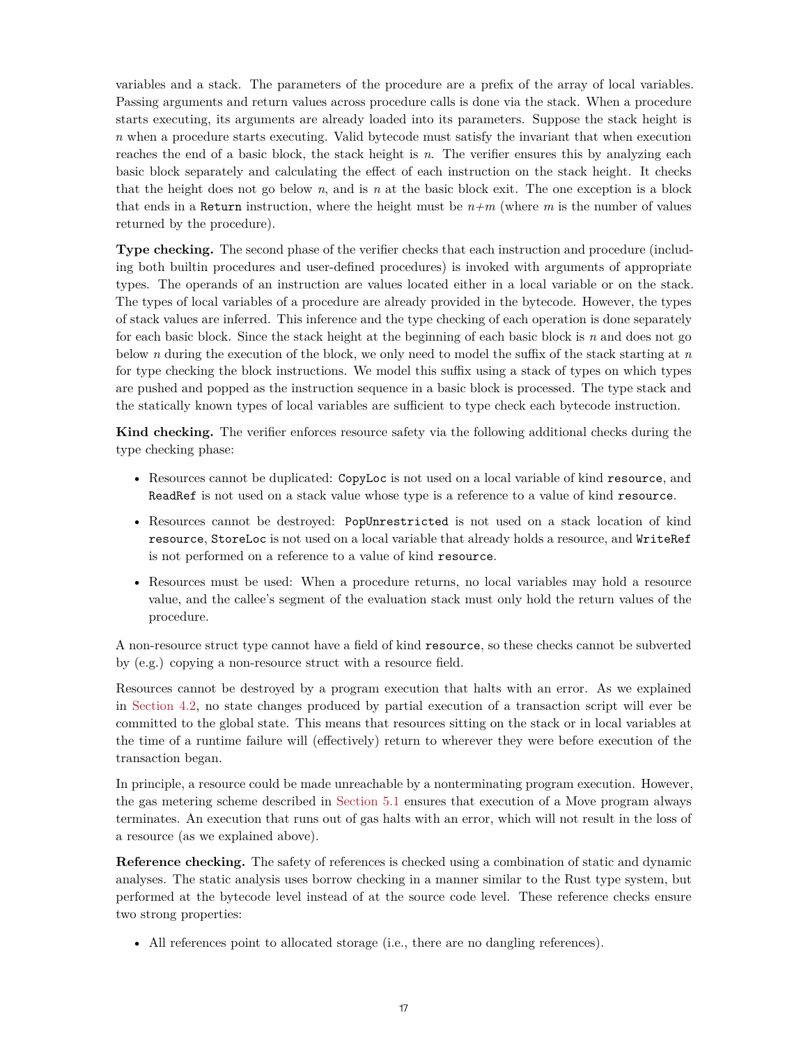variables and a stack. The parameters of the procedure are a prefix of the array of local variables. Passing arguments and return values across procedure calls is done via the stack. When a procedure starts executing, its arguments are already loaded into its parameters. Suppose the stack height is $n$ when a procedure starts executing. Valid bytecode must satisfy the invariant that when execution reaches the end of a basic block, the stack height is $n$. The verifier ensures this by analyzing each basic block separately and calculating the effect of each instruction on the stack height. It checks that the height does not go below $n$, and is $n$ at the basic block exit. The one exception is a block that ends in a `Return` instruction, where the height must be $n+m$ (where $m$ is the number of values returned by the procedure).

**Type checking.** The second phase of the verifier checks that each instruction and procedure (including both builtin procedures and user-defined procedures) is invoked with arguments of appropriate types. The operands of an instruction are values located either in a local variable or on the stack. The types of local variables of a procedure are already provided in the bytecode. However, the types of stack values are inferred. This inference and the type checking of each operation is done separately for each basic block. Since the stack height at the beginning of each basic block is $n$ and does not go below $n$ during the execution of the block, we only need to model the suffix of the stack starting at $n$ for type checking the block instructions. We model this suffix using a stack of types on which types are pushed and popped as the instruction sequence in a basic block is processed. The type stack and the statically known types of local variables are sufficient to type check each bytecode instruction.

**Kind checking.** The verifier enforces resource safety via the following additional checks during the type checking phase:

- Resources cannot be duplicated: `CopyLoc` is not used on a local variable of kind `resource`, and `ReadRef` is not used on a stack value whose type is a reference to a value of kind `resource`.
- Resources cannot be destroyed: `PopUnrestricted` is not used on a stack location of kind `resource`, `StoreLoc` is not used on a local variable that already holds a resource, and `WriteRef` is not performed on a reference to a value of kind `resource`.
- Resources must be used: When a procedure returns, no local variables may hold a resource value, and the callee's segment of the evaluation stack must only hold the return values of the procedure.

A non-resource struct type cannot have a field of kind `resource`, so these checks cannot be subverted by (e.g.) copying a non-resource struct with a resource field.

Resources cannot be destroyed by a program execution that halts with an error. As we explained in Section 4.2, no state changes produced by partial execution of a transaction script will ever be committed to the global state. This means that resources sitting on the stack or in local variables at the time of a runtime failure will (effectively) return to wherever they were before execution of the transaction began.

In principle, a resource could be made unreachable by a nonterminating program execution. However, the gas metering scheme described in Section 5.1 ensures that execution of a Move program always terminates. An execution that runs out of gas halts with an error, which will not result in the loss of a resource (as we explained above).

**Reference checking.** The safety of references is checked using a combination of static and dynamic analyses. The static analysis uses borrow checking in a manner similar to the Rust type system, but performed at the bytecode level instead of at the source code level. These reference checks ensure two strong properties:

- All references point to allocated storage (i.e., there are no dangling references).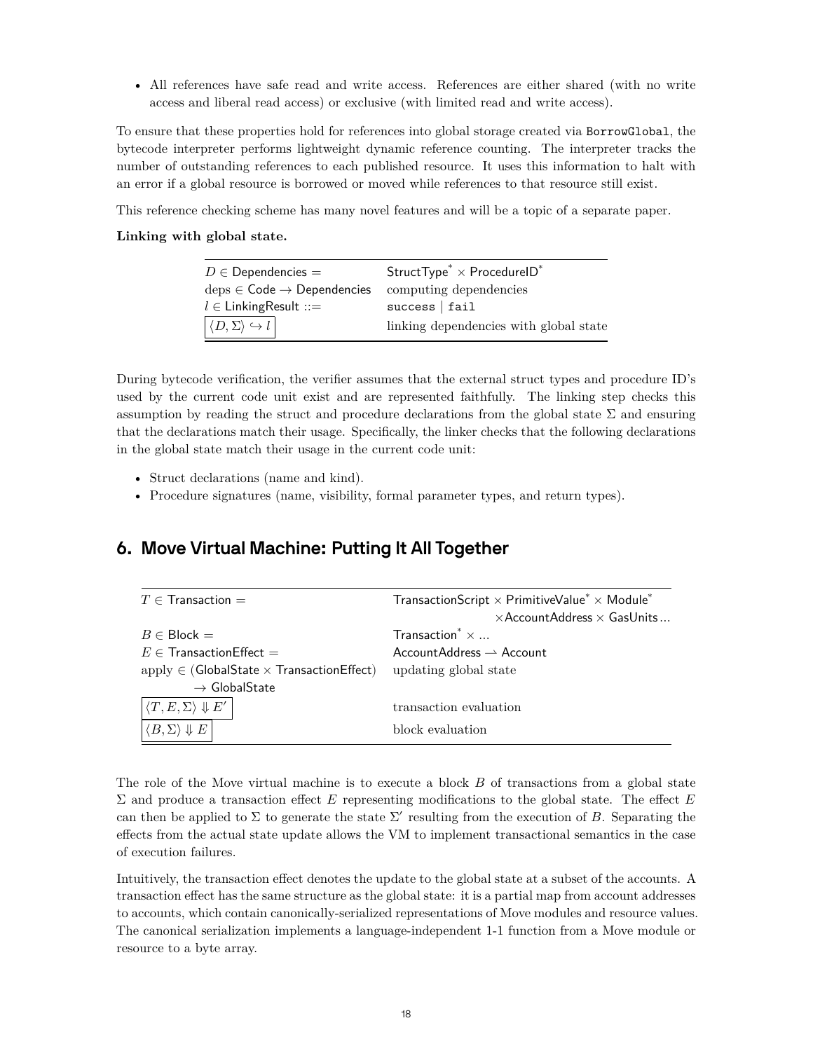- All references have safe read and write access. References are either shared (with no write access and liberal read access) or exclusive (with limited read and write access).

To ensure that these properties hold for references into global storage created via `BorrowGlobal`, the bytecode interpreter performs lightweight dynamic reference counting. The interpreter tracks the number of outstanding references to each published resource. It uses this information to halt with an error if a global resource is borrowed or moved while references to that resource still exist.

This reference checking scheme has many novel features and will be a topic of a separate paper.

**Linking with global state.**

| | |
|---|---|
| $D \in \mathsf{Dependencies} =$ | $\mathsf{StructType}^* \times \mathsf{ProcedureID}^*$ |
| $\text{deps} \in \mathsf{Code} \to \mathsf{Dependencies}$ | computing dependencies |
| $l \in \mathsf{LinkingResult} ::=$ | `success` \| `fail` |
| $\boxed{\langle D, \Sigma \rangle \hookrightarrow l}$ | linking dependencies with global state |

During bytecode verification, the verifier assumes that the external struct types and procedure ID's used by the current code unit exist and are represented faithfully. The linking step checks this assumption by reading the struct and procedure declarations from the global state $\Sigma$ and ensuring that the declarations match their usage. Specifically, the linker checks that the following declarations in the global state match their usage in the current code unit:

- Struct declarations (name and kind).
- Procedure signatures (name, visibility, formal parameter types, and return types).

## 6. Move Virtual Machine: Putting It All Together

| | |
|---|---|
| $T \in \mathsf{Transaction} =$ | $\mathsf{TransactionScript} \times \mathsf{PrimitiveValue}^* \times \mathsf{Module}^* \times \mathsf{AccountAddress} \times \mathsf{GasUnits} \ldots$ |
| $B \in \mathsf{Block} =$ | $\mathsf{Transaction}^* \times \ldots$ |
| $E \in \mathsf{TransactionEffect} =$ | $\mathsf{AccountAddress} \rightharpoonup \mathsf{Account}$ |
| $\text{apply} \in (\mathsf{GlobalState} \times \mathsf{TransactionEffect}) \to \mathsf{GlobalState}$ | updating global state |
| $\boxed{\langle T, E, \Sigma \rangle \Downarrow E'}$ | transaction evaluation |
| $\boxed{\langle B, \Sigma \rangle \Downarrow E}$ | block evaluation |

The role of the Move virtual machine is to execute a block $B$ of transactions from a global state $\Sigma$ and produce a transaction effect $E$ representing modifications to the global state. The effect $E$ can then be applied to $\Sigma$ to generate the state $\Sigma'$ resulting from the execution of $B$. Separating the effects from the actual state update allows the VM to implement transactional semantics in the case of execution failures.

Intuitively, the transaction effect denotes the update to the global state at a subset of the accounts. A transaction effect has the same structure as the global state: it is a partial map from account addresses to accounts, which contain canonically-serialized representations of Move modules and resource values. The canonical serialization implements a language-independent 1-1 function from a Move module or resource to a byte array.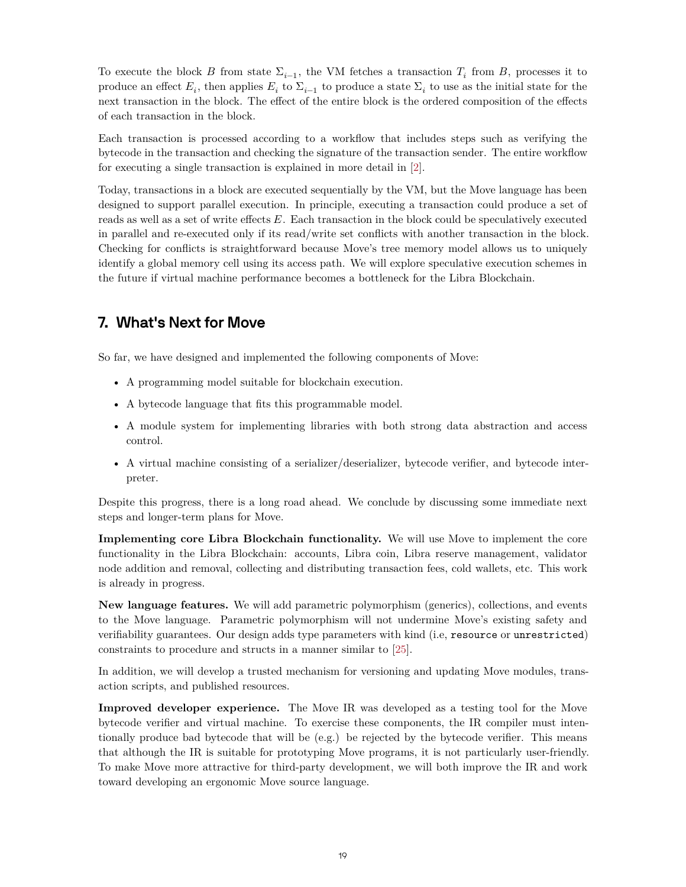To execute the block $B$ from state $\Sigma_{i-1}$, the VM fetches a transaction $T_i$ from $B$, processes it to produce an effect $E_i$, then applies $E_i$ to $\Sigma_{i-1}$ to produce a state $\Sigma_i$ to use as the initial state for the next transaction in the block. The effect of the entire block is the ordered composition of the effects of each transaction in the block.

Each transaction is processed according to a workflow that includes steps such as verifying the bytecode in the transaction and checking the signature of the transaction sender. The entire workflow for executing a single transaction is explained in more detail in [2].

Today, transactions in a block are executed sequentially by the VM, but the Move language has been designed to support parallel execution. In principle, executing a transaction could produce a set of reads as well as a set of write effects $E$. Each transaction in the block could be speculatively executed in parallel and re-executed only if its read/write set conflicts with another transaction in the block. Checking for conflicts is straightforward because Move's tree memory model allows us to uniquely identify a global memory cell using its access path. We will explore speculative execution schemes in the future if virtual machine performance becomes a bottleneck for the Libra Blockchain.

## 7. What's Next for Move

So far, we have designed and implemented the following components of Move:

- A programming model suitable for blockchain execution.
- A bytecode language that fits this programmable model.
- A module system for implementing libraries with both strong data abstraction and access control.
- A virtual machine consisting of a serializer/deserializer, bytecode verifier, and bytecode interpreter.

Despite this progress, there is a long road ahead. We conclude by discussing some immediate next steps and longer-term plans for Move.

**Implementing core Libra Blockchain functionality.** We will use Move to implement the core functionality in the Libra Blockchain: accounts, Libra coin, Libra reserve management, validator node addition and removal, collecting and distributing transaction fees, cold wallets, etc. This work is already in progress.

**New language features.** We will add parametric polymorphism (generics), collections, and events to the Move language. Parametric polymorphism will not undermine Move's existing safety and verifiability guarantees. Our design adds type parameters with kind (i.e, `resource` or `unrestricted`) constraints to procedure and structs in a manner similar to [25].

In addition, we will develop a trusted mechanism for versioning and updating Move modules, transaction scripts, and published resources.

**Improved developer experience.** The Move IR was developed as a testing tool for the Move bytecode verifier and virtual machine. To exercise these components, the IR compiler must intentionally produce bad bytecode that will be (e.g.) be rejected by the bytecode verifier. This means that although the IR is suitable for prototyping Move programs, it is not particularly user-friendly. To make Move more attractive for third-party development, we will both improve the IR and work toward developing an ergonomic Move source language.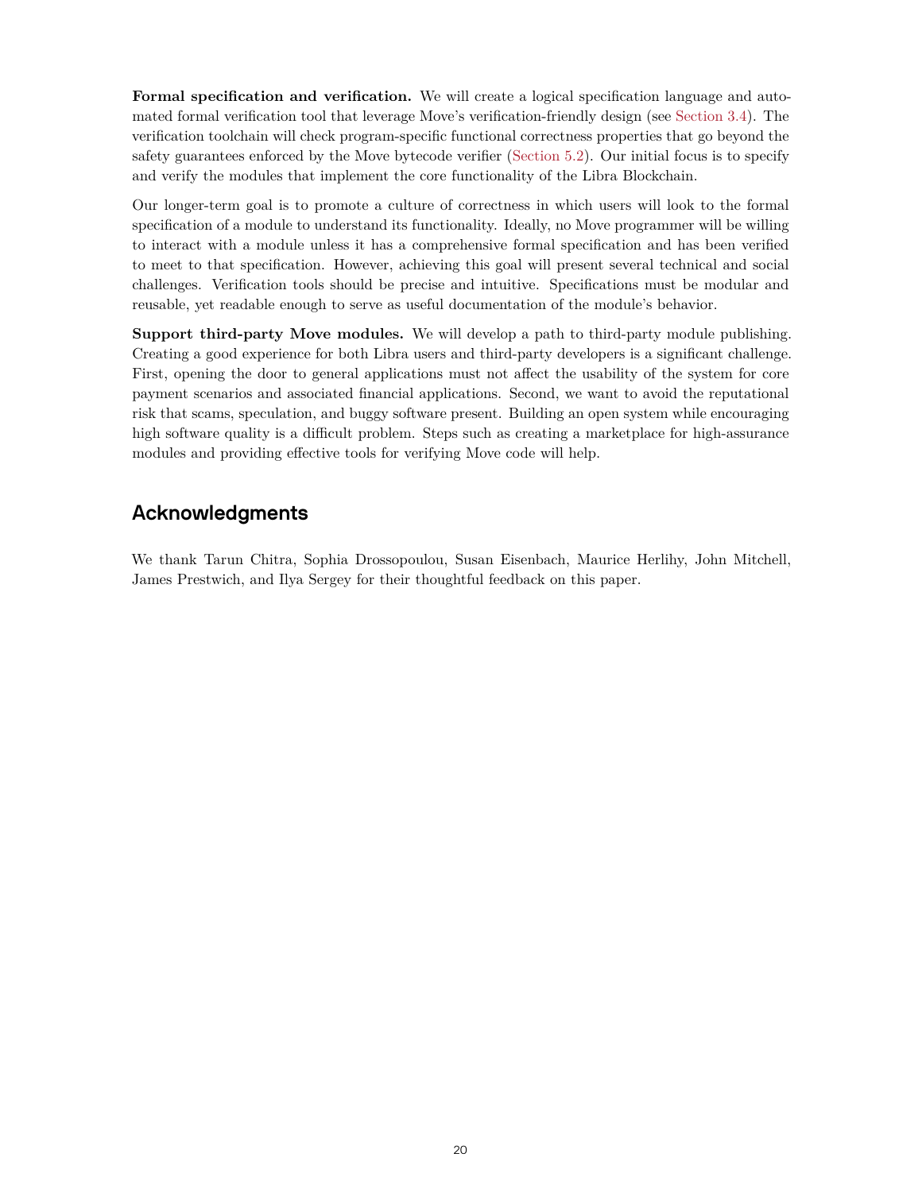**Formal specification and verification.** We will create a logical specification language and automated formal verification tool that leverage Move's verification-friendly design (see Section 3.4). The verification toolchain will check program-specific functional correctness properties that go beyond the safety guarantees enforced by the Move bytecode verifier (Section 5.2). Our initial focus is to specify and verify the modules that implement the core functionality of the Libra Blockchain.

Our longer-term goal is to promote a culture of correctness in which users will look to the formal specification of a module to understand its functionality. Ideally, no Move programmer will be willing to interact with a module unless it has a comprehensive formal specification and has been verified to meet to that specification. However, achieving this goal will present several technical and social challenges. Verification tools should be precise and intuitive. Specifications must be modular and reusable, yet readable enough to serve as useful documentation of the module's behavior.

**Support third-party Move modules.** We will develop a path to third-party module publishing. Creating a good experience for both Libra users and third-party developers is a significant challenge. First, opening the door to general applications must not affect the usability of the system for core payment scenarios and associated financial applications. Second, we want to avoid the reputational risk that scams, speculation, and buggy software present. Building an open system while encouraging high software quality is a difficult problem. Steps such as creating a marketplace for high-assurance modules and providing effective tools for verifying Move code will help.

## Acknowledgments

We thank Tarun Chitra, Sophia Drossopoulou, Susan Eisenbach, Maurice Herlihy, John Mitchell, James Prestwich, and Ilya Sergey for their thoughtful feedback on this paper.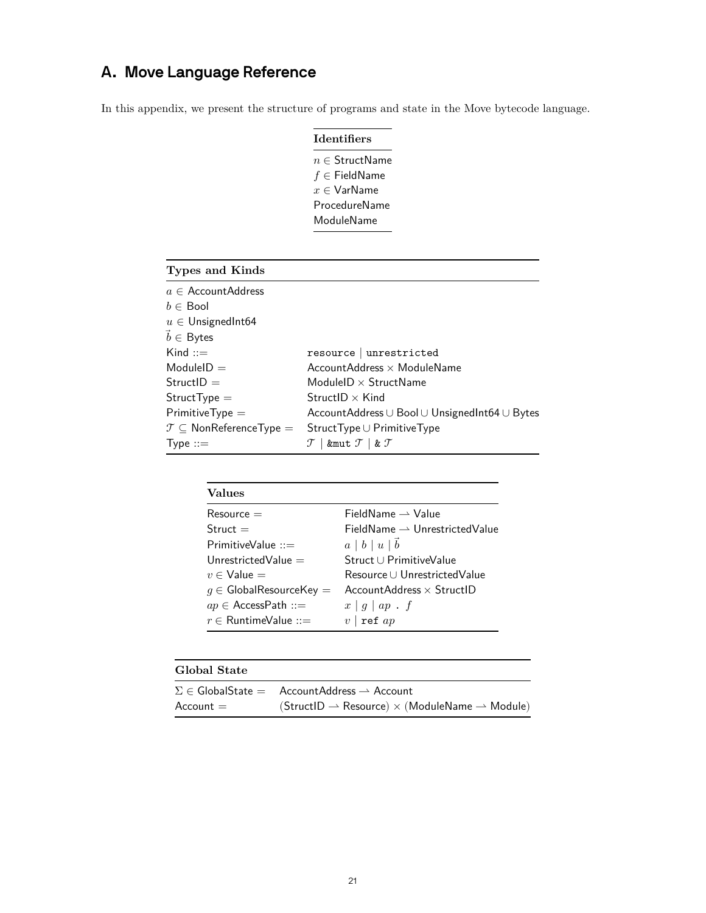## A. Move Language Reference

In this appendix, we present the structure of programs and state in the Move bytecode language.

| **Identifiers** |
|---|
| $n \in$ StructName |
| $f \in$ FieldName |
| $x \in$ VarName |
| ProcedureName |
| ModuleName |

| **Types and Kinds** | |
|---|---|
| $a \in$ AccountAddress | |
| $b \in$ Bool | |
| $u \in$ UnsignedInt64 | |
| $\vec{b} \in$ Bytes | |
| Kind ::= | `resource` \| `unrestricted` |
| ModuleID = | AccountAddress $\times$ ModuleName |
| StructID = | ModuleID $\times$ StructName |
| StructType = | StructID $\times$ Kind |
| PrimitiveType = | AccountAddress $\cup$ Bool $\cup$ UnsignedInt64 $\cup$ Bytes |
| $\mathcal{T} \subseteq$ NonReferenceType = | StructType $\cup$ PrimitiveType |
| Type ::= | $\mathcal{T}$ \| `&mut` $\mathcal{T}$ \| `&` $\mathcal{T}$ |

| **Values** | |
|---|---|
| Resource = | FieldName $\rightharpoonup$ Value |
| Struct = | FieldName $\rightharpoonup$ UnrestrictedValue |
| PrimitiveValue ::= | $a$ \| $b$ \| $u$ \| $\vec{b}$ |
| UnrestrictedValue = | Struct $\cup$ PrimitiveValue |
| $v \in$ Value = | Resource $\cup$ UnrestrictedValue |
| $g \in$ GlobalResourceKey = | AccountAddress $\times$ StructID |
| $ap \in$ AccessPath ::= | $x$ \| $g$ \| $ap$ . $f$ |
| $r \in$ RuntimeValue ::= | $v$ \| `ref` $ap$ |

| **Global State** | |
|---|---|
| $\Sigma \in$ GlobalState = | AccountAddress $\rightharpoonup$ Account |
| Account = | (StructID $\rightharpoonup$ Resource) $\times$ (ModuleName $\rightharpoonup$ Module) |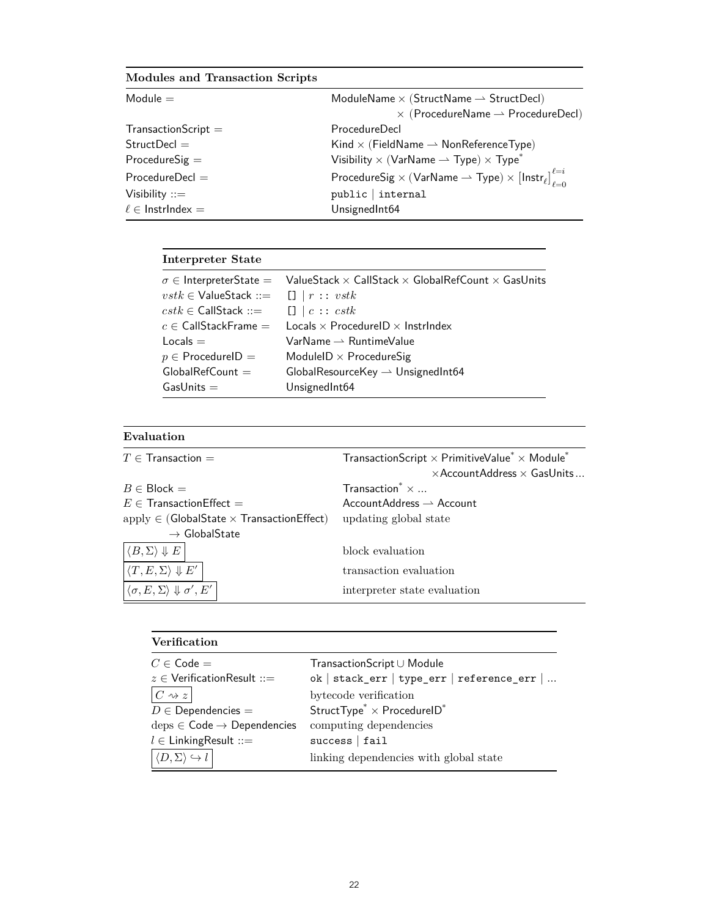**Modules and Transaction Scripts**

| | |
|---|---|
| $\mathsf{Module} =$ | $\mathsf{ModuleName} \times (\mathsf{StructName} \rightharpoonup \mathsf{StructDecl})$ $\times\ (\mathsf{ProcedureName} \rightharpoonup \mathsf{ProcedureDecl})$ |
| $\mathsf{TransactionScript} =$ | $\mathsf{ProcedureDecl}$ |
| $\mathsf{StructDecl} =$ | $\mathsf{Kind} \times (\mathsf{FieldName} \rightharpoonup \mathsf{NonReferenceType})$ |
| $\mathsf{ProcedureSig} =$ | $\mathsf{Visibility} \times (\mathsf{VarName} \rightharpoonup \mathsf{Type}) \times \mathsf{Type}^*$ |
| $\mathsf{ProcedureDecl} =$ | $\mathsf{ProcedureSig} \times (\mathsf{VarName} \rightharpoonup \mathsf{Type}) \times [\mathsf{Instr}_\ell]_{\ell=0}^{\ell=i}$ |
| $\mathsf{Visibility} ::=$ | `public` \| `internal` |
| $\ell \in \mathsf{InstrIndex} =$ | $\mathsf{UnsignedInt64}$ |

**Interpreter State**

| | |
|---|---|
| $\sigma \in \mathsf{InterpreterState} =$ | $\mathsf{ValueStack} \times \mathsf{CallStack} \times \mathsf{GlobalRefCount} \times \mathsf{GasUnits}$ |
| $vstk \in \mathsf{ValueStack} ::=$ | $[]\ \|\ r :: vstk$ |
| $cstk \in \mathsf{CallStack} ::=$ | $[]\ \|\ c :: cstk$ |
| $c \in \mathsf{CallStackFrame} =$ | $\mathsf{Locals} \times \mathsf{ProcedureID} \times \mathsf{InstrIndex}$ |
| $\mathsf{Locals} =$ | $\mathsf{VarName} \rightharpoonup \mathsf{RuntimeValue}$ |
| $p \in \mathsf{ProcedureID} =$ | $\mathsf{ModuleID} \times \mathsf{ProcedureSig}$ |
| $\mathsf{GlobalRefCount} =$ | $\mathsf{GlobalResourceKey} \rightharpoonup \mathsf{UnsignedInt64}$ |
| $\mathsf{GasUnits} =$ | $\mathsf{UnsignedInt64}$ |

**Evaluation**

| | |
|---|---|
| $T \in \mathsf{Transaction} =$ | $\mathsf{TransactionScript} \times \mathsf{PrimitiveValue}^* \times \mathsf{Module}^*$ $\times \mathsf{AccountAddress} \times \mathsf{GasUnits} \ldots$ |
| $B \in \mathsf{Block} =$ | $\mathsf{Transaction}^* \times \ldots$ |
| $E \in \mathsf{TransactionEffect} =$ | $\mathsf{AccountAddress} \rightharpoonup \mathsf{Account}$ |
| $\mathrm{apply} \in (\mathsf{GlobalState} \times \mathsf{TransactionEffect})$ $\rightarrow \mathsf{GlobalState}$ | updating global state |
| $\langle B, \Sigma \rangle \Downarrow E$ | block evaluation |
| $\langle T, E, \Sigma \rangle \Downarrow E'$ | transaction evaluation |
| $\langle \sigma, E, \Sigma \rangle \Downarrow \sigma', E'$ | interpreter state evaluation |

**Verification**

| | |
|---|---|
| $C \in \mathsf{Code} =$ | $\mathsf{TransactionScript} \cup \mathsf{Module}$ |
| $z \in \mathsf{VerificationResult} ::=$ | `ok` \| `stack_err` \| `type_err` \| `reference_err` \| ... |
| $C \rightsquigarrow z$ | bytecode verification |
| $D \in \mathsf{Dependencies} =$ | $\mathsf{StructType}^* \times \mathsf{ProcedureID}^*$ |
| $\mathrm{deps} \in \mathsf{Code} \rightarrow \mathsf{Dependencies}$ | computing dependencies |
| $l \in \mathsf{LinkingResult} ::=$ | `success` \| `fail` |
| $\langle D, \Sigma \rangle \hookrightarrow l$ | linking dependencies with global state |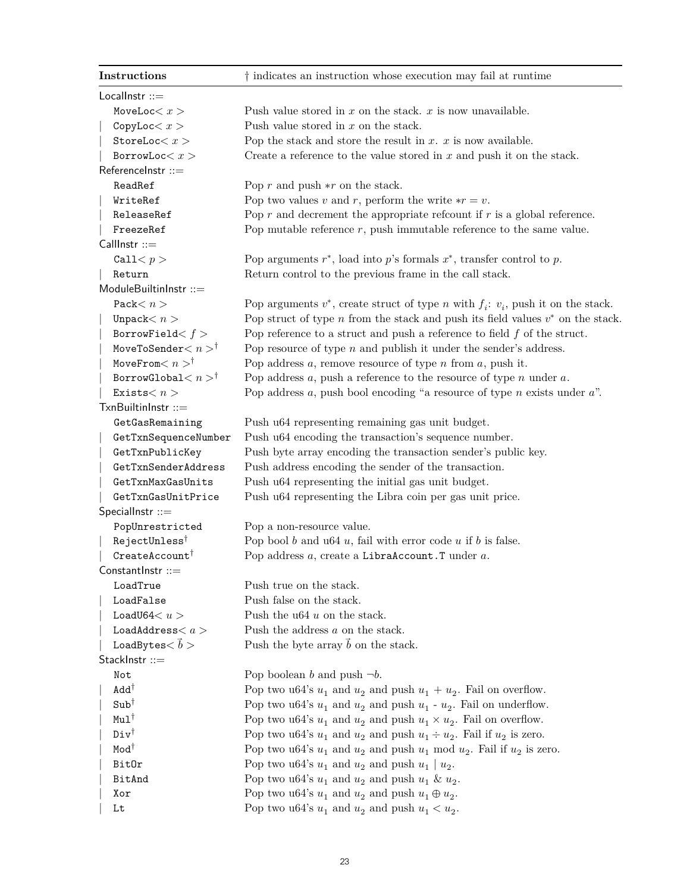| **Instructions** | † indicates an instruction whose execution may fail at runtime |
|---|---|
| LocalInstr ::= | |
| `MoveLoc` $< x >$ | Push value stored in $x$ on the stack. $x$ is now unavailable. |
| \| `CopyLoc` $< x >$ | Push value stored in $x$ on the stack. |
| \| `StoreLoc` $< x >$ | Pop the stack and store the result in $x$. $x$ is now available. |
| \| `BorrowLoc` $< x >$ | Create a reference to the value stored in $x$ and push it on the stack. |
| ReferenceInstr ::= | |
| `ReadRef` | Pop $r$ and push $*r$ on the stack. |
| \| `WriteRef` | Pop two values $v$ and $r$, perform the write $*r = v$. |
| \| `ReleaseRef` | Pop $r$ and decrement the appropriate refcount if $r$ is a global reference. |
| \| `FreezeRef` | Pop mutable reference $r$, push immutable reference to the same value. |
| CallInstr ::= | |
| `Call` $< p >$ | Pop arguments $r^*$, load into $p$'s formals $x^*$, transfer control to $p$. |
| \| `Return` | Return control to the previous frame in the call stack. |
| ModuleBuiltinInstr ::= | |
| `Pack` $< n >$ | Pop arguments $v^*$, create struct of type $n$ with $f_i$: $v_i$, push it on the stack. |
| \| `Unpack` $< n >$ | Pop struct of type $n$ from the stack and push its field values $v^*$ on the stack. |
| \| `BorrowField` $< f >$ | Pop reference to a struct and push a reference to field $f$ of the struct. |
| \| `MoveToSender` $< n >^\dagger$ | Pop resource of type $n$ and publish it under the sender's address. |
| \| `MoveFrom` $< n >^\dagger$ | Pop address $a$, remove resource of type $n$ from $a$, push it. |
| \| `BorrowGlobal` $< n >^\dagger$ | Pop address $a$, push a reference to the resource of type $n$ under $a$. |
| \| `Exists` $< n >$ | Pop address $a$, push bool encoding "a resource of type $n$ exists under $a$". |
| TxnBuiltinInstr ::= | |
| `GetGasRemaining` | Push u64 representing remaining gas unit budget. |
| \| `GetTxnSequenceNumber` | Push u64 encoding the transaction's sequence number. |
| \| `GetTxnPublicKey` | Push byte array encoding the transaction sender's public key. |
| \| `GetTxnSenderAddress` | Push address encoding the sender of the transaction. |
| \| `GetTxnMaxGasUnits` | Push u64 representing the initial gas unit budget. |
| \| `GetTxnGasUnitPrice` | Push u64 representing the Libra coin per gas unit price. |
| SpecialInstr ::= | |
| `PopUnrestricted` | Pop a non-resource value. |
| \| `RejectUnless`$^\dagger$ | Pop bool $b$ and u64 $u$, fail with error code $u$ if $b$ is false. |
| \| `CreateAccount`$^\dagger$ | Pop address $a$, create a `LibraAccount.T` under $a$. |
| ConstantInstr ::= | |
| `LoadTrue` | Push true on the stack. |
| \| `LoadFalse` | Push false on the stack. |
| \| `LoadU64` $< u >$ | Push the u64 $u$ on the stack. |
| \| `LoadAddress` $< a >$ | Push the address $a$ on the stack. |
| \| `LoadBytes` $< \vec{b} >$ | Push the byte array $\vec{b}$ on the stack. |
| StackInstr ::= | |
| `Not` | Pop boolean $b$ and push $\neg b$. |
| \| `Add`$^\dagger$ | Pop two u64's $u_1$ and $u_2$ and push $u_1 + u_2$. Fail on overflow. |
| \| `Sub`$^\dagger$ | Pop two u64's $u_1$ and $u_2$ and push $u_1$ - $u_2$. Fail on underflow. |
| \| `Mul`$^\dagger$ | Pop two u64's $u_1$ and $u_2$ and push $u_1 \times u_2$. Fail on overflow. |
| \| `Div`$^\dagger$ | Pop two u64's $u_1$ and $u_2$ and push $u_1 \div u_2$. Fail if $u_2$ is zero. |
| \| `Mod`$^\dagger$ | Pop two u64's $u_1$ and $u_2$ and push $u_1$ mod $u_2$. Fail if $u_2$ is zero. |
| \| `BitOr` | Pop two u64's $u_1$ and $u_2$ and push $u_1 \mid u_2$. |
| \| `BitAnd` | Pop two u64's $u_1$ and $u_2$ and push $u_1$ & $u_2$. |
| \| `Xor` | Pop two u64's $u_1$ and $u_2$ and push $u_1 \oplus u_2$. |
| \| `Lt` | Pop two u64's $u_1$ and $u_2$ and push $u_1 < u_2$. |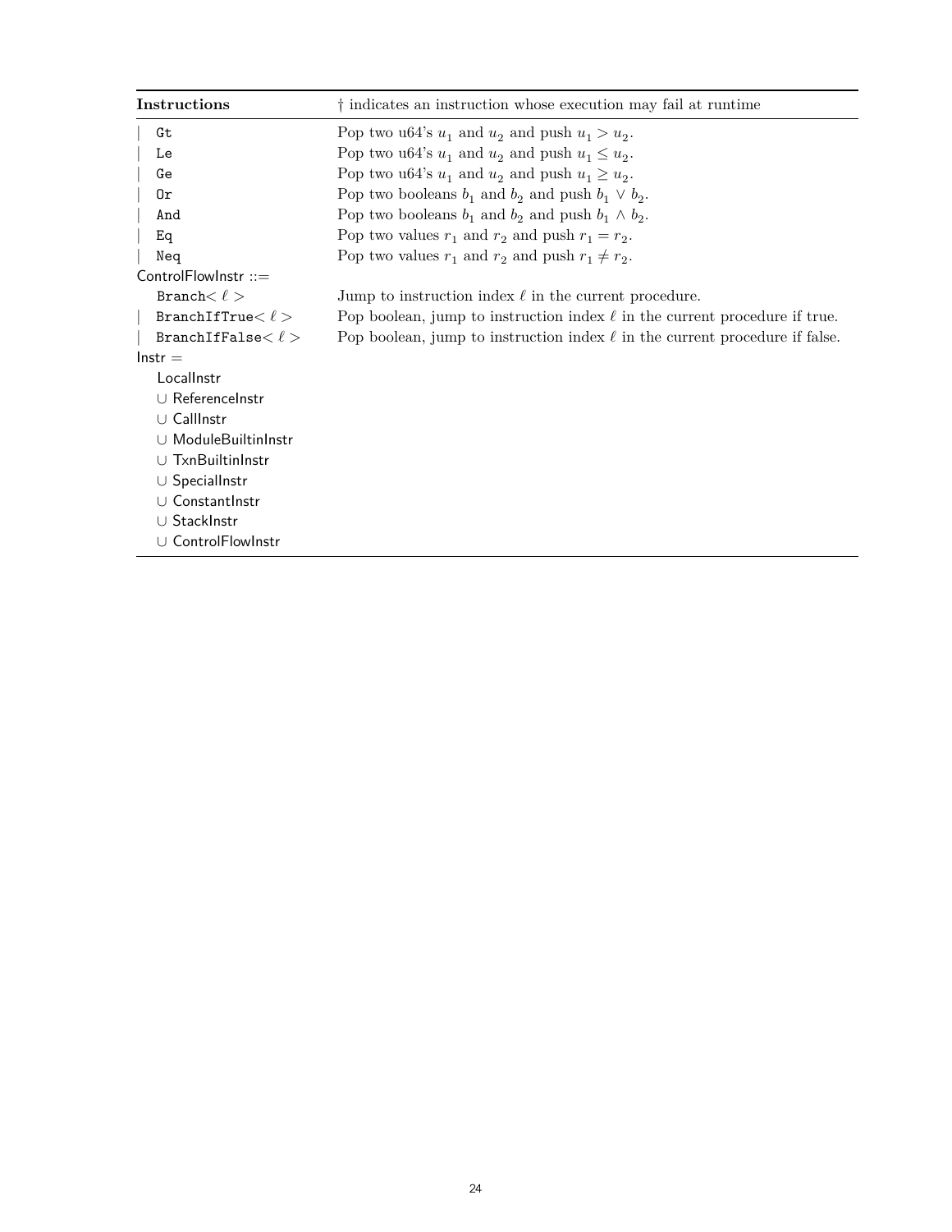| Instructions | † indicates an instruction whose execution may fail at runtime |
|---|---|
| \| `Gt` | Pop two u64's $u_1$ and $u_2$ and push $u_1 > u_2$. |
| \| `Le` | Pop two u64's $u_1$ and $u_2$ and push $u_1 \leq u_2$. |
| \| `Ge` | Pop two u64's $u_1$ and $u_2$ and push $u_1 \geq u_2$. |
| \| `Or` | Pop two booleans $b_1$ and $b_2$ and push $b_1 \vee b_2$. |
| \| `And` | Pop two booleans $b_1$ and $b_2$ and push $b_1 \wedge b_2$. |
| \| `Eq` | Pop two values $r_1$ and $r_2$ and push $r_1 = r_2$. |
| \| `Neq` | Pop two values $r_1$ and $r_2$ and push $r_1 \neq r_2$. |
| ControlFlowInstr ::= | |
| `Branch` $< \ell >$ | Jump to instruction index $\ell$ in the current procedure. |
| \| `BranchIfTrue` $< \ell >$ | Pop boolean, jump to instruction index $\ell$ in the current procedure if true. |
| \| `BranchIfFalse` $< \ell >$ | Pop boolean, jump to instruction index $\ell$ in the current procedure if false. |
| Instr = | |
| LocalInstr | |
| ∪ ReferenceInstr | |
| ∪ CallInstr | |
| ∪ ModuleBuiltinInstr | |
| ∪ TxnBuiltinInstr | |
| ∪ SpecialInstr | |
| ∪ ConstantInstr | |
| ∪ StackInstr | |
| ∪ ControlFlowInstr | |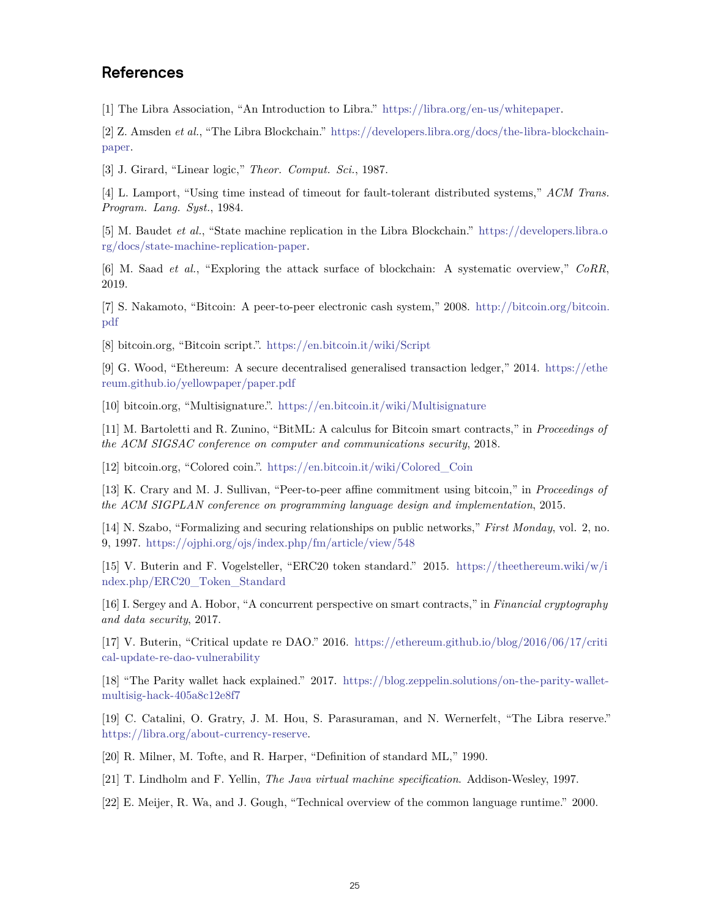## References

[1] The Libra Association, "An Introduction to Libra." https://libra.org/en-us/whitepaper.

[2] Z. Amsden *et al.*, "The Libra Blockchain." https://developers.libra.org/docs/the-libra-blockchain-paper.

[3] J. Girard, "Linear logic," *Theor. Comput. Sci.*, 1987.

[4] L. Lamport, "Using time instead of timeout for fault-tolerant distributed systems," *ACM Trans. Program. Lang. Syst.*, 1984.

[5] M. Baudet *et al.*, "State machine replication in the Libra Blockchain." https://developers.libra.org/docs/state-machine-replication-paper.

[6] M. Saad *et al.*, "Exploring the attack surface of blockchain: A systematic overview," *CoRR*, 2019.

[7] S. Nakamoto, "Bitcoin: A peer-to-peer electronic cash system," 2008. http://bitcoin.org/bitcoin.pdf

[8] bitcoin.org, "Bitcoin script.". https://en.bitcoin.it/wiki/Script

[9] G. Wood, "Ethereum: A secure decentralised generalised transaction ledger," 2014. https://ethereum.github.io/yellowpaper/paper.pdf

[10] bitcoin.org, "Multisignature.". https://en.bitcoin.it/wiki/Multisignature

[11] M. Bartoletti and R. Zunino, "BitML: A calculus for Bitcoin smart contracts," in *Proceedings of the ACM SIGSAC conference on computer and communications security*, 2018.

[12] bitcoin.org, "Colored coin.". https://en.bitcoin.it/wiki/Colored_Coin

[13] K. Crary and M. J. Sullivan, "Peer-to-peer affine commitment using bitcoin," in *Proceedings of the ACM SIGPLAN conference on programming language design and implementation*, 2015.

[14] N. Szabo, "Formalizing and securing relationships on public networks," *First Monday*, vol. 2, no. 9, 1997. https://ojphi.org/ojs/index.php/fm/article/view/548

[15] V. Buterin and F. Vogelsteller, "ERC20 token standard." 2015. https://theethereum.wiki/w/index.php/ERC20_Token_Standard

[16] I. Sergey and A. Hobor, "A concurrent perspective on smart contracts," in *Financial cryptography and data security*, 2017.

[17] V. Buterin, "Critical update re DAO." 2016. https://ethereum.github.io/blog/2016/06/17/critical-update-re-dao-vulnerability

[18] "The Parity wallet hack explained." 2017. https://blog.zeppelin.solutions/on-the-parity-wallet-multisig-hack-405a8c12e8f7

[19] C. Catalini, O. Gratry, J. M. Hou, S. Parasuraman, and N. Wernerfelt, "The Libra reserve." https://libra.org/about-currency-reserve.

[20] R. Milner, M. Tofte, and R. Harper, "Definition of standard ML," 1990.

[21] T. Lindholm and F. Yellin, *The Java virtual machine specification*. Addison-Wesley, 1997.

[22] E. Meijer, R. Wa, and J. Gough, "Technical overview of the common language runtime." 2000.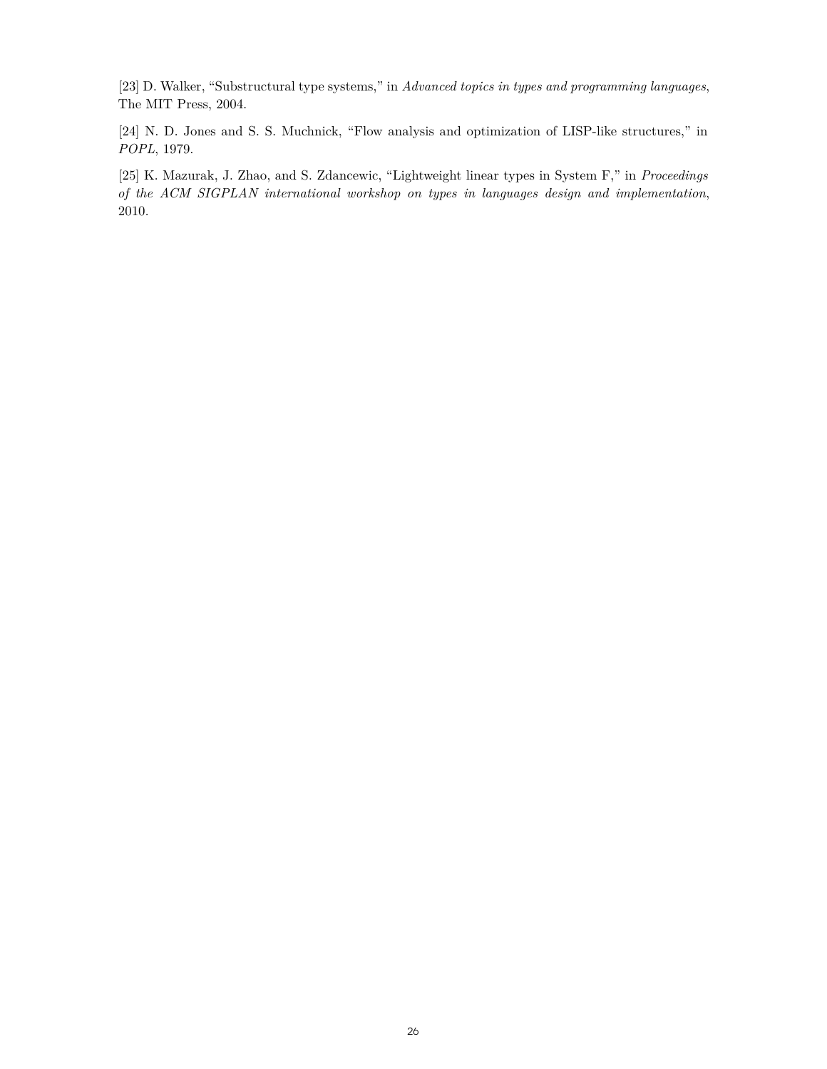[23] D. Walker, “Substructural type systems,” in *Advanced topics in types and programming languages*, The MIT Press, 2004.

[24] N. D. Jones and S. S. Muchnick, “Flow analysis and optimization of LISP-like structures,” in *POPL*, 1979.

[25] K. Mazurak, J. Zhao, and S. Zdancewic, “Lightweight linear types in System F,” in *Proceedings of the ACM SIGPLAN international workshop on types in languages design and implementation*, 2010.